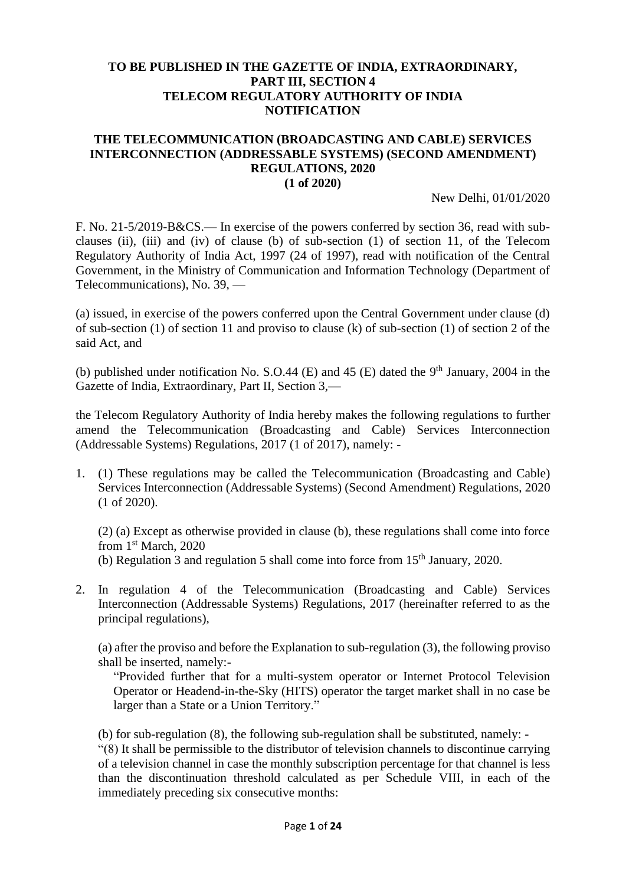**TO BE PUBLISHED IN THE GAZETTE OF INDIA, EXTRAORDINARY, PART III, SECTION 4**
**TELECOM REGULATORY AUTHORITY OF INDIA**
**NOTIFICATION**

**THE TELECOMMUNICATION (BROADCASTING AND CABLE) SERVICES INTERCONNECTION (ADDRESSABLE SYSTEMS) (SECOND AMENDMENT) REGULATIONS, 2020**
**(1 of 2020)**

New Delhi, 01/01/2020

F. No. 21-5/2019-B&CS.— In exercise of the powers conferred by section 36, read with sub-clauses (ii), (iii) and (iv) of clause (b) of sub-section (1) of section 11, of the Telecom Regulatory Authority of India Act, 1997 (24 of 1997), read with notification of the Central Government, in the Ministry of Communication and Information Technology (Department of Telecommunications), No. 39, —

(a) issued, in exercise of the powers conferred upon the Central Government under clause (d) of sub-section (1) of section 11 and proviso to clause (k) of sub-section (1) of section 2 of the said Act, and

(b) published under notification No. S.O.44 (E) and 45 (E) dated the 9th January, 2004 in the Gazette of India, Extraordinary, Part II, Section 3,—

the Telecom Regulatory Authority of India hereby makes the following regulations to further amend the Telecommunication (Broadcasting and Cable) Services Interconnection (Addressable Systems) Regulations, 2017 (1 of 2017), namely: -

1. (1) These regulations may be called the Telecommunication (Broadcasting and Cable) Services Interconnection (Addressable Systems) (Second Amendment) Regulations, 2020 (1 of 2020).

   (2) (a) Except as otherwise provided in clause (b), these regulations shall come into force from 1st March, 2020
   (b) Regulation 3 and regulation 5 shall come into force from 15th January, 2020.

2. In regulation 4 of the Telecommunication (Broadcasting and Cable) Services Interconnection (Addressable Systems) Regulations, 2017 (hereinafter referred to as the principal regulations),

   (a) after the proviso and before the Explanation to sub-regulation (3), the following proviso shall be inserted, namely:-

   "Provided further that for a multi-system operator or Internet Protocol Television Operator or Headend-in-the-Sky (HITS) operator the target market shall in no case be larger than a State or a Union Territory."

   (b) for sub-regulation (8), the following sub-regulation shall be substituted, namely: -

   "(8) It shall be permissible to the distributor of television channels to discontinue carrying of a television channel in case the monthly subscription percentage for that channel is less than the discontinuation threshold calculated as per Schedule VIII, in each of the immediately preceding six consecutive months: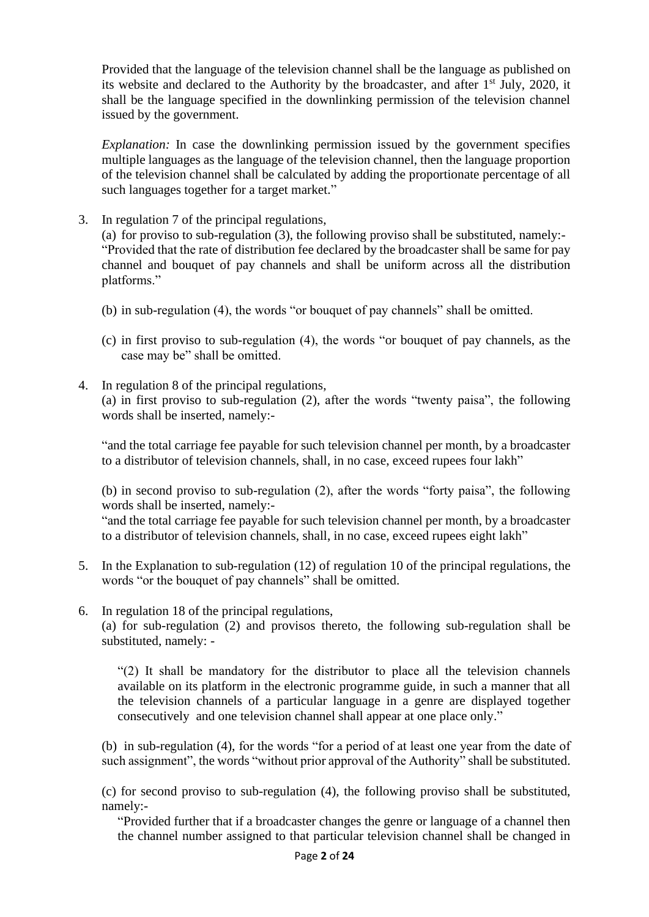Provided that the language of the television channel shall be the language as published on its website and declared to the Authority by the broadcaster, and after 1st July, 2020, it shall be the language specified in the downlinking permission of the television channel issued by the government.

*Explanation:* In case the downlinking permission issued by the government specifies multiple languages as the language of the television channel, then the language proportion of the television channel shall be calculated by adding the proportionate percentage of all such languages together for a target market."

3. In regulation 7 of the principal regulations,

   (a) for proviso to sub-regulation (3), the following proviso shall be substituted, namely:-

   "Provided that the rate of distribution fee declared by the broadcaster shall be same for pay channel and bouquet of pay channels and shall be uniform across all the distribution platforms."

   (b) in sub-regulation (4), the words "or bouquet of pay channels" shall be omitted.

   (c) in first proviso to sub-regulation (4), the words "or bouquet of pay channels, as the case may be" shall be omitted.

4. In regulation 8 of the principal regulations,

   (a) in first proviso to sub-regulation (2), after the words "twenty paisa", the following words shall be inserted, namely:-

   "and the total carriage fee payable for such television channel per month, by a broadcaster to a distributor of television channels, shall, in no case, exceed rupees four lakh"

   (b) in second proviso to sub-regulation (2), after the words "forty paisa", the following words shall be inserted, namely:-

   "and the total carriage fee payable for such television channel per month, by a broadcaster to a distributor of television channels, shall, in no case, exceed rupees eight lakh"

5. In the Explanation to sub-regulation (12) of regulation 10 of the principal regulations, the words "or the bouquet of pay channels" shall be omitted.

6. In regulation 18 of the principal regulations,

   (a) for sub-regulation (2) and provisos thereto, the following sub-regulation shall be substituted, namely: -

   "(2) It shall be mandatory for the distributor to place all the television channels available on its platform in the electronic programme guide, in such a manner that all the television channels of a particular language in a genre are displayed together consecutively and one television channel shall appear at one place only."

   (b) in sub-regulation (4), for the words "for a period of at least one year from the date of such assignment", the words "without prior approval of the Authority" shall be substituted.

   (c) for second proviso to sub-regulation (4), the following proviso shall be substituted, namely:-

   "Provided further that if a broadcaster changes the genre or language of a channel then the channel number assigned to that particular television channel shall be changed in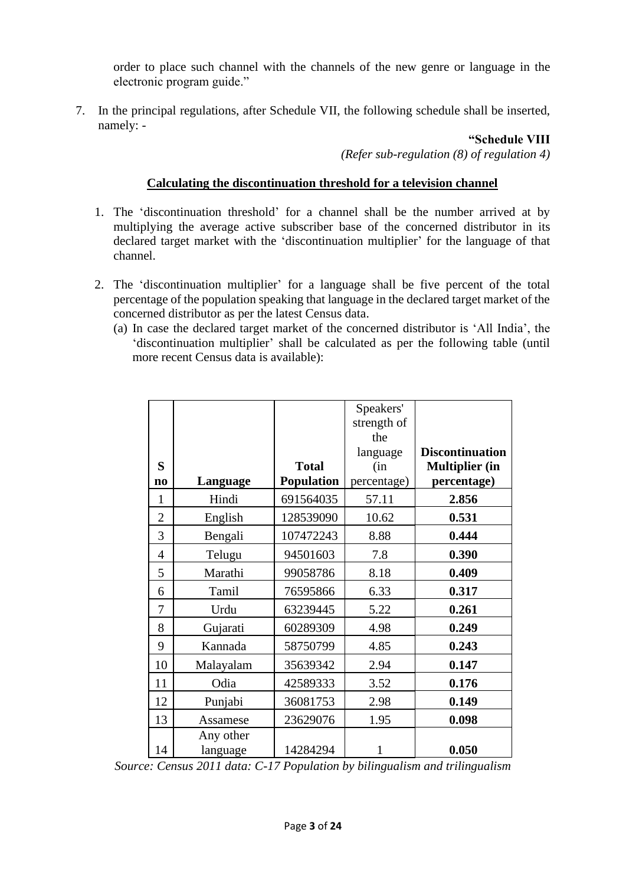order to place such channel with the channels of the new genre or language in the electronic program guide."

7. In the principal regulations, after Schedule VII, the following schedule shall be inserted, namely: -

**"Schedule VIII**
*(Refer sub-regulation (8) of regulation 4)*

**Calculating the discontinuation threshold for a television channel**

1. The 'discontinuation threshold' for a channel shall be the number arrived at by multiplying the average active subscriber base of the concerned distributor in its declared target market with the 'discontinuation multiplier' for the language of that channel.

2. The 'discontinuation multiplier' for a language shall be five percent of the total percentage of the population speaking that language in the declared target market of the concerned distributor as per the latest Census data.
   (a) In case the declared target market of the concerned distributor is 'All India', the 'discontinuation multiplier' shall be calculated as per the following table (until more recent Census data is available):

| S no | Language | Total Population | Speakers' strength of the language (in percentage) | Discontinuation Multiplier (in percentage) |
|---|---|---|---|---|
| 1 | Hindi | 691564035 | 57.11 | **2.856** |
| 2 | English | 128539090 | 10.62 | **0.531** |
| 3 | Bengali | 107472243 | 8.88 | **0.444** |
| 4 | Telugu | 94501603 | 7.8 | **0.390** |
| 5 | Marathi | 99058786 | 8.18 | **0.409** |
| 6 | Tamil | 76595866 | 6.33 | **0.317** |
| 7 | Urdu | 63239445 | 5.22 | **0.261** |
| 8 | Gujarati | 60289309 | 4.98 | **0.249** |
| 9 | Kannada | 58750799 | 4.85 | **0.243** |
| 10 | Malayalam | 35639342 | 2.94 | **0.147** |
| 11 | Odia | 42589333 | 3.52 | **0.176** |
| 12 | Punjabi | 36081753 | 2.98 | **0.149** |
| 13 | Assamese | 23629076 | 1.95 | **0.098** |
| 14 | Any other language | 14284294 | 1 | **0.050** |

*Source: Census 2011 data: C-17 Population by bilingualism and trilingualism*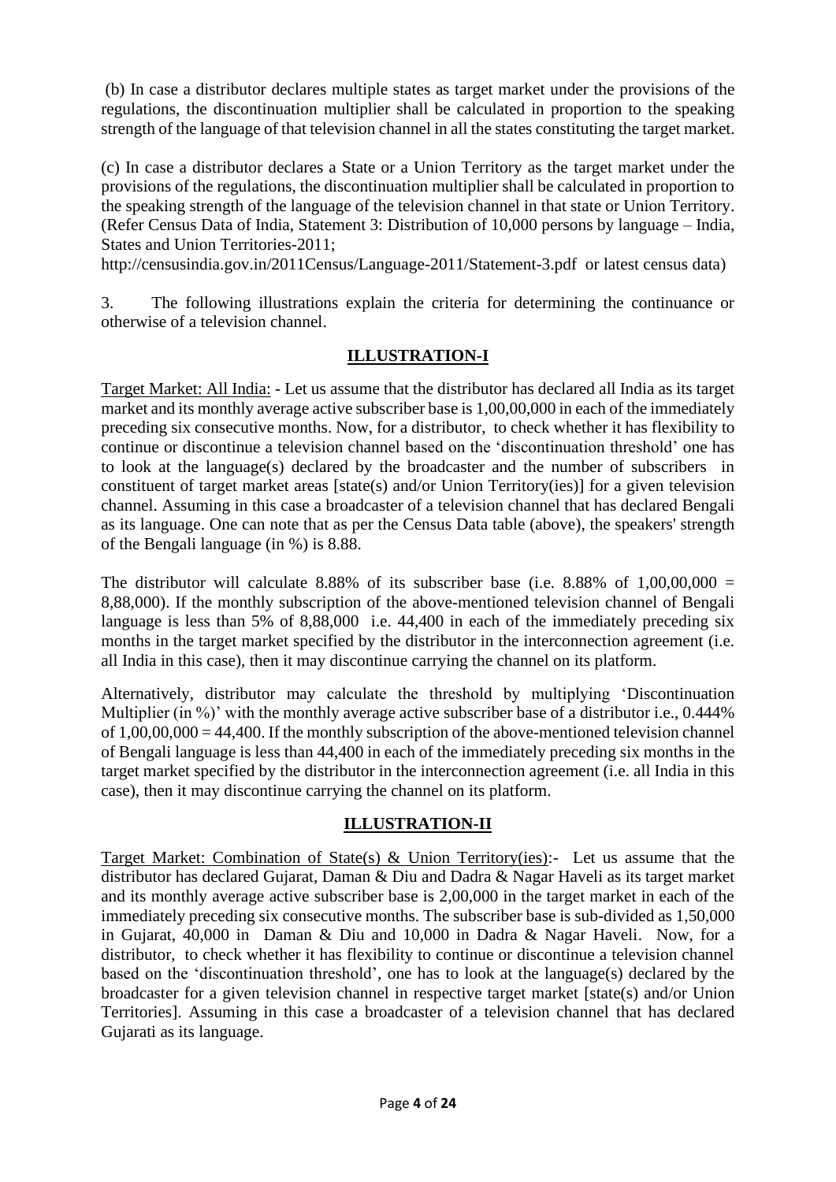(b) In case a distributor declares multiple states as target market under the provisions of the regulations, the discontinuation multiplier shall be calculated in proportion to the speaking strength of the language of that television channel in all the states constituting the target market.

(c) In case a distributor declares a State or a Union Territory as the target market under the provisions of the regulations, the discontinuation multiplier shall be calculated in proportion to the speaking strength of the language of the television channel in that state or Union Territory. (Refer Census Data of India, Statement 3: Distribution of 10,000 persons by language – India, States and Union Territories-2011;
http://censusindia.gov.in/2011Census/Language-2011/Statement-3.pdf or latest census data)

3. The following illustrations explain the criteria for determining the continuance or otherwise of a television channel.

## ILLUSTRATION-I

Target Market: All India: - Let us assume that the distributor has declared all India as its target market and its monthly average active subscriber base is 1,00,00,000 in each of the immediately preceding six consecutive months. Now, for a distributor, to check whether it has flexibility to continue or discontinue a television channel based on the 'discontinuation threshold' one has to look at the language(s) declared by the broadcaster and the number of subscribers in constituent of target market areas [state(s) and/or Union Territory(ies)] for a given television channel. Assuming in this case a broadcaster of a television channel that has declared Bengali as its language. One can note that as per the Census Data table (above), the speakers' strength of the Bengali language (in %) is 8.88.

The distributor will calculate 8.88% of its subscriber base (i.e. 8.88% of 1,00,00,000 = 8,88,000). If the monthly subscription of the above-mentioned television channel of Bengali language is less than 5% of 8,88,000 i.e. 44,400 in each of the immediately preceding six months in the target market specified by the distributor in the interconnection agreement (i.e. all India in this case), then it may discontinue carrying the channel on its platform.

Alternatively, distributor may calculate the threshold by multiplying 'Discontinuation Multiplier (in %)' with the monthly average active subscriber base of a distributor i.e., 0.444% of 1,00,00,000 = 44,400. If the monthly subscription of the above-mentioned television channel of Bengali language is less than 44,400 in each of the immediately preceding six months in the target market specified by the distributor in the interconnection agreement (i.e. all India in this case), then it may discontinue carrying the channel on its platform.

## ILLUSTRATION-II

Target Market: Combination of State(s) & Union Territory(ies):- Let us assume that the distributor has declared Gujarat, Daman & Diu and Dadra & Nagar Haveli as its target market and its monthly average active subscriber base is 2,00,000 in the target market in each of the immediately preceding six consecutive months. The subscriber base is sub-divided as 1,50,000 in Gujarat, 40,000 in Daman & Diu and 10,000 in Dadra & Nagar Haveli. Now, for a distributor, to check whether it has flexibility to continue or discontinue a television channel based on the 'discontinuation threshold', one has to look at the language(s) declared by the broadcaster for a given television channel in respective target market [state(s) and/or Union Territories]. Assuming in this case a broadcaster of a television channel that has declared Gujarati as its language.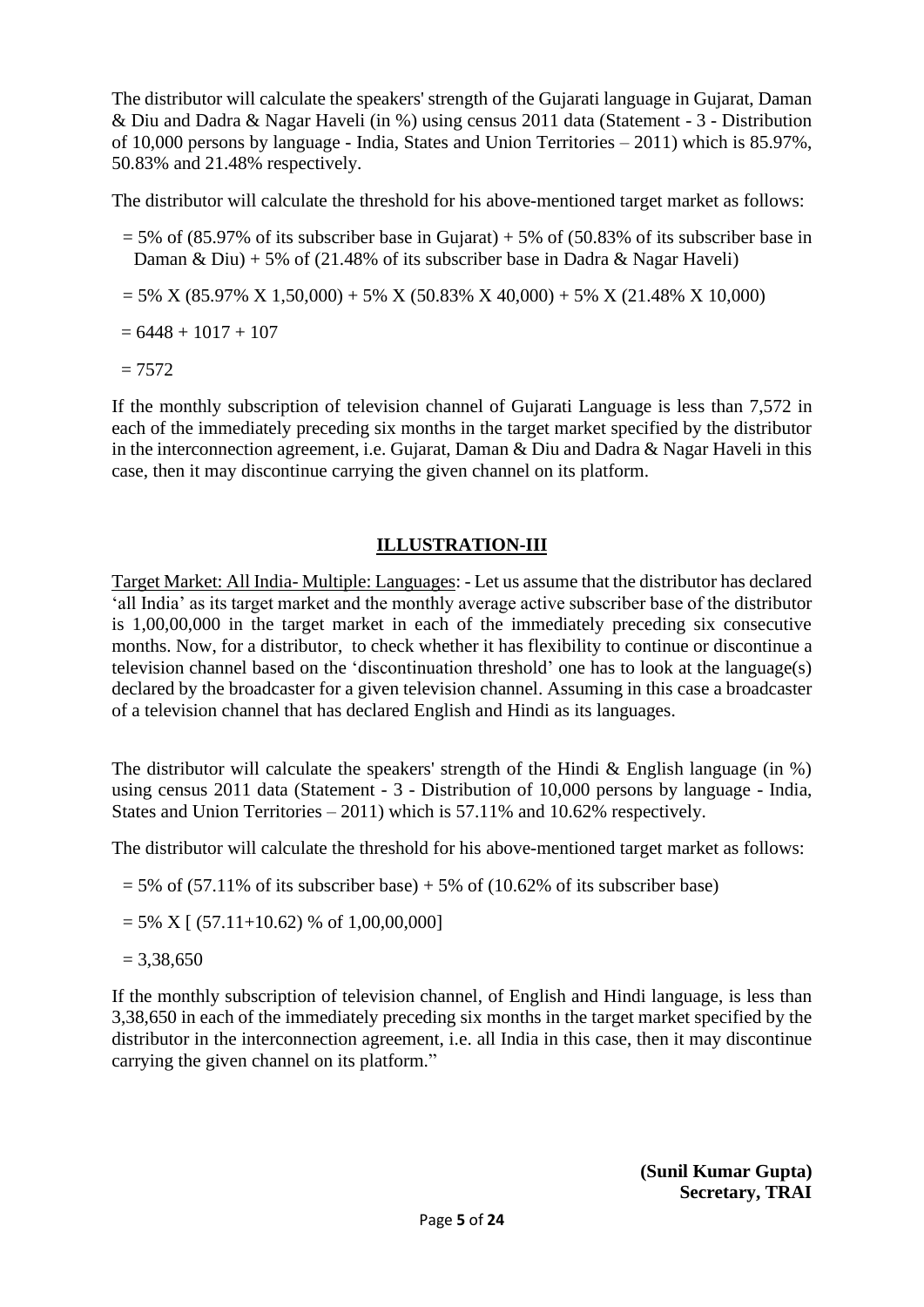The distributor will calculate the speakers' strength of the Gujarati language in Gujarat, Daman & Diu and Dadra & Nagar Haveli (in %) using census 2011 data (Statement - 3 - Distribution of 10,000 persons by language - India, States and Union Territories – 2011) which is 85.97%, 50.83% and 21.48% respectively.

The distributor will calculate the threshold for his above-mentioned target market as follows:

= 5% of (85.97% of its subscriber base in Gujarat) + 5% of (50.83% of its subscriber base in Daman & Diu) + 5% of (21.48% of its subscriber base in Dadra & Nagar Haveli)

= 5% X (85.97% X 1,50,000) + 5% X (50.83% X 40,000) + 5% X (21.48% X 10,000)

= 6448 + 1017 + 107

= 7572

If the monthly subscription of television channel of Gujarati Language is less than 7,572 in each of the immediately preceding six months in the target market specified by the distributor in the interconnection agreement, i.e. Gujarat, Daman & Diu and Dadra & Nagar Haveli in this case, then it may discontinue carrying the given channel on its platform.

## ILLUSTRATION-III

Target Market: All India- Multiple: Languages: - Let us assume that the distributor has declared 'all India' as its target market and the monthly average active subscriber base of the distributor is 1,00,00,000 in the target market in each of the immediately preceding six consecutive months. Now, for a distributor, to check whether it has flexibility to continue or discontinue a television channel based on the 'discontinuation threshold' one has to look at the language(s) declared by the broadcaster for a given television channel. Assuming in this case a broadcaster of a television channel that has declared English and Hindi as its languages.

The distributor will calculate the speakers' strength of the Hindi & English language (in %) using census 2011 data (Statement - 3 - Distribution of 10,000 persons by language - India, States and Union Territories – 2011) which is 57.11% and 10.62% respectively.

The distributor will calculate the threshold for his above-mentioned target market as follows:

= 5% of (57.11% of its subscriber base) + 5% of (10.62% of its subscriber base)

= 5% X [ (57.11+10.62) % of 1,00,00,000]

= 3,38,650

If the monthly subscription of television channel, of English and Hindi language, is less than 3,38,650 in each of the immediately preceding six months in the target market specified by the distributor in the interconnection agreement, i.e. all India in this case, then it may discontinue carrying the given channel on its platform."

**(Sunil Kumar Gupta)**
**Secretary, TRAI**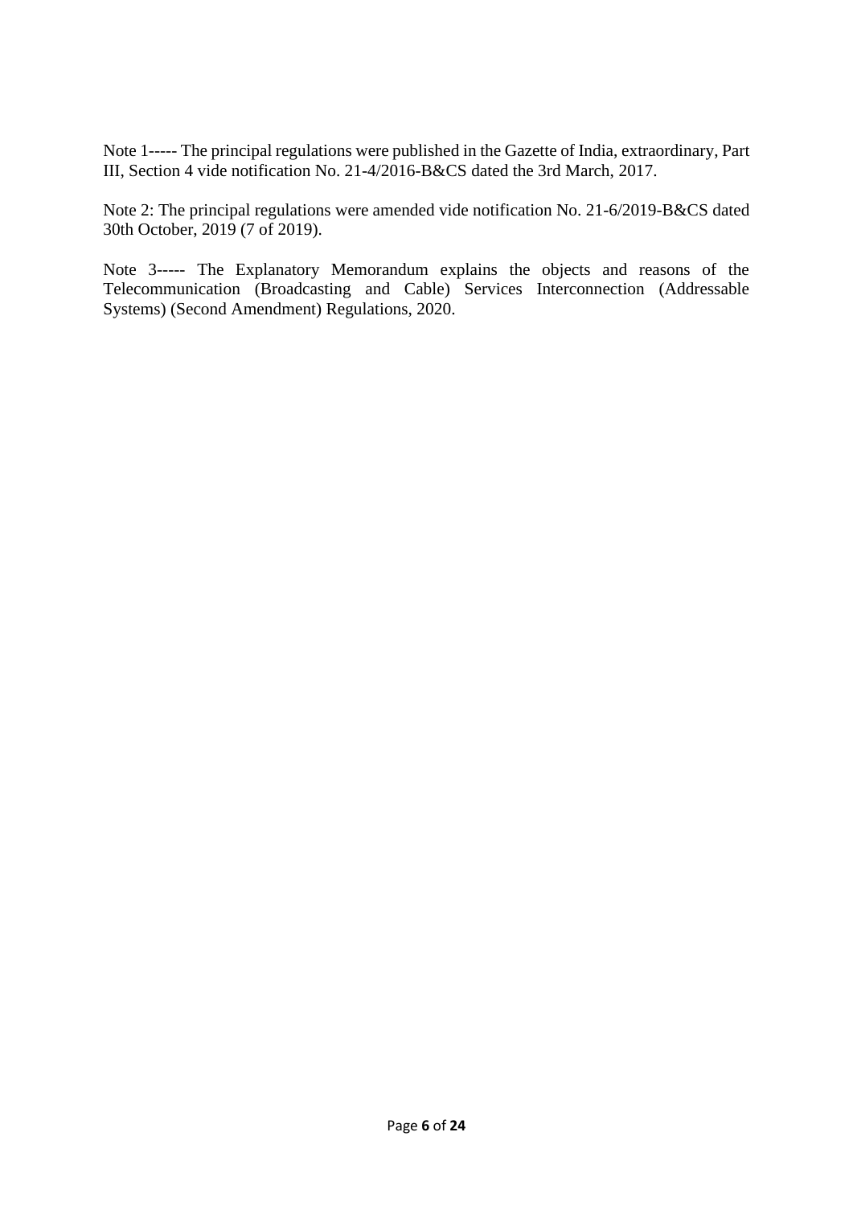Note 1----- The principal regulations were published in the Gazette of India, extraordinary, Part III, Section 4 vide notification No. 21-4/2016-B&CS dated the 3rd March, 2017.

Note 2: The principal regulations were amended vide notification No. 21-6/2019-B&CS dated 30th October, 2019 (7 of 2019).

Note 3----- The Explanatory Memorandum explains the objects and reasons of the Telecommunication (Broadcasting and Cable) Services Interconnection (Addressable Systems) (Second Amendment) Regulations, 2020.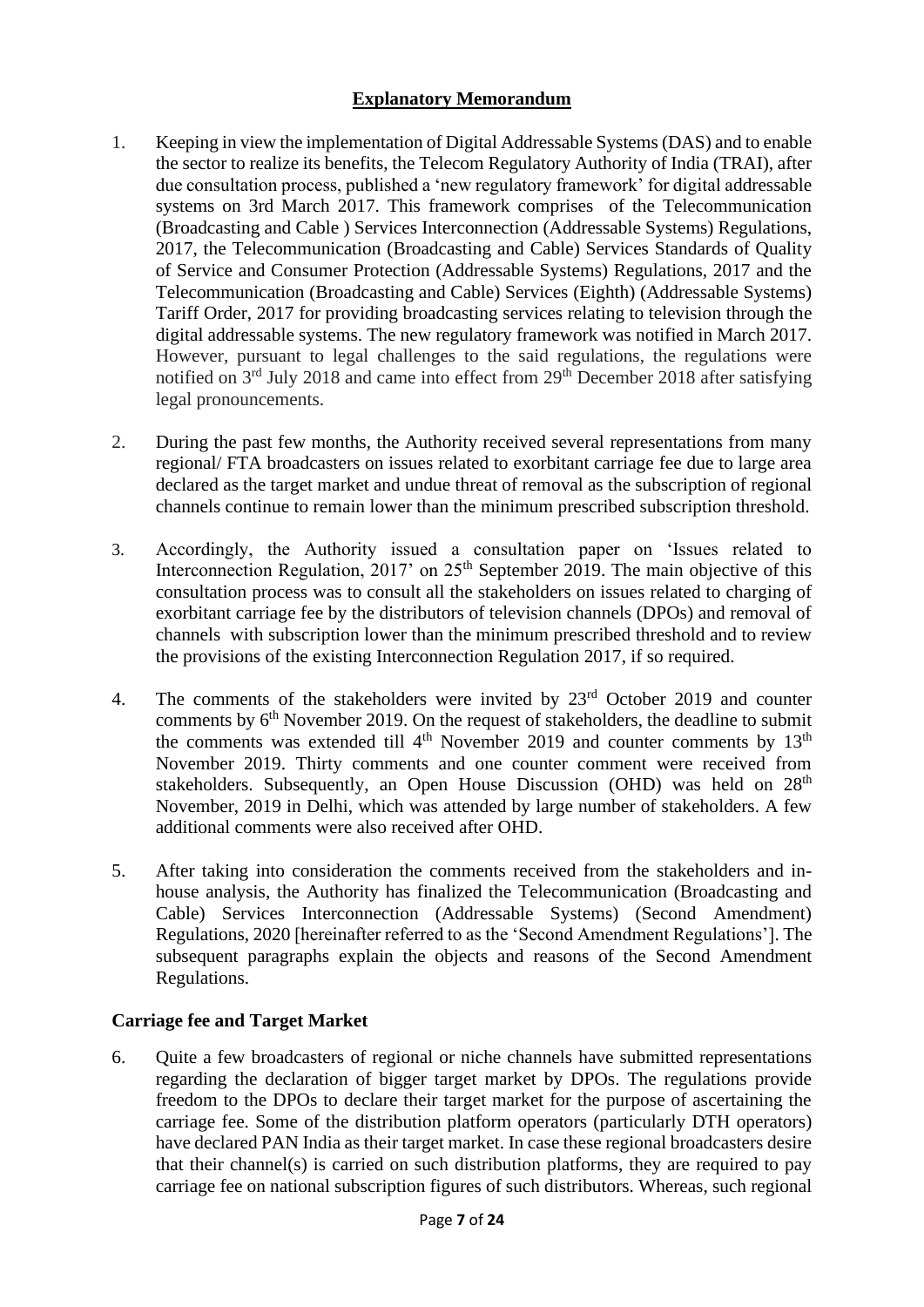## Explanatory Memorandum

1. Keeping in view the implementation of Digital Addressable Systems (DAS) and to enable the sector to realize its benefits, the Telecom Regulatory Authority of India (TRAI), after due consultation process, published a 'new regulatory framework' for digital addressable systems on 3rd March 2017. This framework comprises of the Telecommunication (Broadcasting and Cable ) Services Interconnection (Addressable Systems) Regulations, 2017, the Telecommunication (Broadcasting and Cable) Services Standards of Quality of Service and Consumer Protection (Addressable Systems) Regulations, 2017 and the Telecommunication (Broadcasting and Cable) Services (Eighth) (Addressable Systems) Tariff Order, 2017 for providing broadcasting services relating to television through the digital addressable systems. The new regulatory framework was notified in March 2017. However, pursuant to legal challenges to the said regulations, the regulations were notified on 3rd July 2018 and came into effect from 29th December 2018 after satisfying legal pronouncements.

2. During the past few months, the Authority received several representations from many regional/ FTA broadcasters on issues related to exorbitant carriage fee due to large area declared as the target market and undue threat of removal as the subscription of regional channels continue to remain lower than the minimum prescribed subscription threshold.

3. Accordingly, the Authority issued a consultation paper on 'Issues related to Interconnection Regulation, 2017' on 25th September 2019. The main objective of this consultation process was to consult all the stakeholders on issues related to charging of exorbitant carriage fee by the distributors of television channels (DPOs) and removal of channels with subscription lower than the minimum prescribed threshold and to review the provisions of the existing Interconnection Regulation 2017, if so required.

4. The comments of the stakeholders were invited by 23rd October 2019 and counter comments by 6th November 2019. On the request of stakeholders, the deadline to submit the comments was extended till 4th November 2019 and counter comments by 13th November 2019. Thirty comments and one counter comment were received from stakeholders. Subsequently, an Open House Discussion (OHD) was held on 28th November, 2019 in Delhi, which was attended by large number of stakeholders. A few additional comments were also received after OHD.

5. After taking into consideration the comments received from the stakeholders and in-house analysis, the Authority has finalized the Telecommunication (Broadcasting and Cable) Services Interconnection (Addressable Systems) (Second Amendment) Regulations, 2020 [hereinafter referred to as the 'Second Amendment Regulations']. The subsequent paragraphs explain the objects and reasons of the Second Amendment Regulations.

### Carriage fee and Target Market

6. Quite a few broadcasters of regional or niche channels have submitted representations regarding the declaration of bigger target market by DPOs. The regulations provide freedom to the DPOs to declare their target market for the purpose of ascertaining the carriage fee. Some of the distribution platform operators (particularly DTH operators) have declared PAN India as their target market. In case these regional broadcasters desire that their channel(s) is carried on such distribution platforms, they are required to pay carriage fee on national subscription figures of such distributors. Whereas, such regional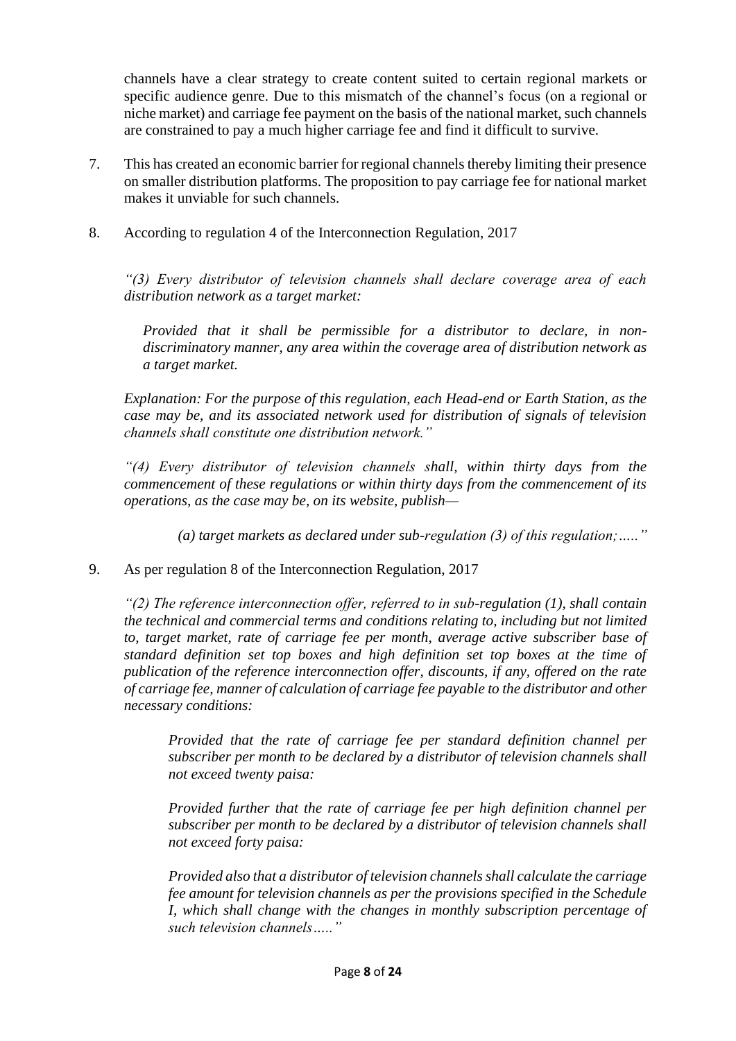channels have a clear strategy to create content suited to certain regional markets or specific audience genre. Due to this mismatch of the channel's focus (on a regional or niche market) and carriage fee payment on the basis of the national market, such channels are constrained to pay a much higher carriage fee and find it difficult to survive.

7. This has created an economic barrier for regional channels thereby limiting their presence on smaller distribution platforms. The proposition to pay carriage fee for national market makes it unviable for such channels.

8. According to regulation 4 of the Interconnection Regulation, 2017

*"(3) Every distributor of television channels shall declare coverage area of each distribution network as a target market:*

> *Provided that it shall be permissible for a distributor to declare, in non-discriminatory manner, any area within the coverage area of distribution network as a target market.*

*Explanation: For the purpose of this regulation, each Head-end or Earth Station, as the case may be, and its associated network used for distribution of signals of television channels shall constitute one distribution network."*

*"(4) Every distributor of television channels shall, within thirty days from the commencement of these regulations or within thirty days from the commencement of its operations, as the case may be, on its website, publish—*

> *(a) target markets as declared under sub-regulation (3) of this regulation;….."*

9. As per regulation 8 of the Interconnection Regulation, 2017

*"(2) The reference interconnection offer, referred to in sub-regulation (1), shall contain the technical and commercial terms and conditions relating to, including but not limited to, target market, rate of carriage fee per month, average active subscriber base of standard definition set top boxes and high definition set top boxes at the time of publication of the reference interconnection offer, discounts, if any, offered on the rate of carriage fee, manner of calculation of carriage fee payable to the distributor and other necessary conditions:*

> *Provided that the rate of carriage fee per standard definition channel per subscriber per month to be declared by a distributor of television channels shall not exceed twenty paisa:*
>
> *Provided further that the rate of carriage fee per high definition channel per subscriber per month to be declared by a distributor of television channels shall not exceed forty paisa:*
>
> *Provided also that a distributor of television channels shall calculate the carriage fee amount for television channels as per the provisions specified in the Schedule I, which shall change with the changes in monthly subscription percentage of such television channels….."*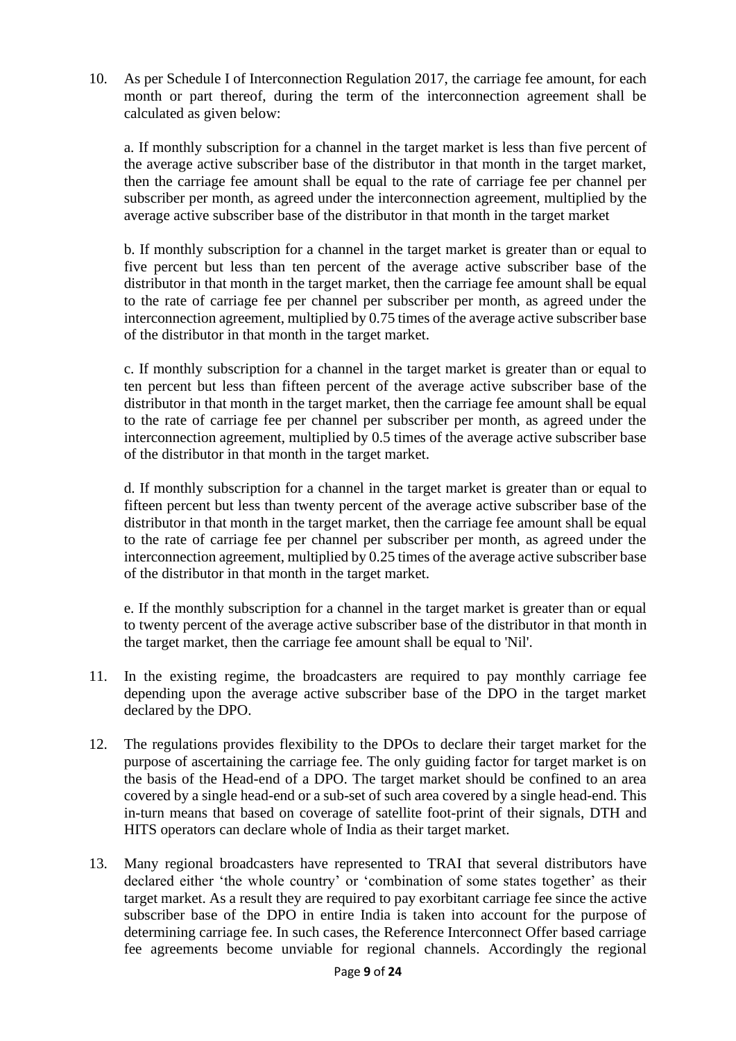10. As per Schedule I of Interconnection Regulation 2017, the carriage fee amount, for each month or part thereof, during the term of the interconnection agreement shall be calculated as given below:

    a. If monthly subscription for a channel in the target market is less than five percent of the average active subscriber base of the distributor in that month in the target market, then the carriage fee amount shall be equal to the rate of carriage fee per channel per subscriber per month, as agreed under the interconnection agreement, multiplied by the average active subscriber base of the distributor in that month in the target market

    b. If monthly subscription for a channel in the target market is greater than or equal to five percent but less than ten percent of the average active subscriber base of the distributor in that month in the target market, then the carriage fee amount shall be equal to the rate of carriage fee per channel per subscriber per month, as agreed under the interconnection agreement, multiplied by 0.75 times of the average active subscriber base of the distributor in that month in the target market.

    c. If monthly subscription for a channel in the target market is greater than or equal to ten percent but less than fifteen percent of the average active subscriber base of the distributor in that month in the target market, then the carriage fee amount shall be equal to the rate of carriage fee per channel per subscriber per month, as agreed under the interconnection agreement, multiplied by 0.5 times of the average active subscriber base of the distributor in that month in the target market.

    d. If monthly subscription for a channel in the target market is greater than or equal to fifteen percent but less than twenty percent of the average active subscriber base of the distributor in that month in the target market, then the carriage fee amount shall be equal to the rate of carriage fee per channel per subscriber per month, as agreed under the interconnection agreement, multiplied by 0.25 times of the average active subscriber base of the distributor in that month in the target market.

    e. If the monthly subscription for a channel in the target market is greater than or equal to twenty percent of the average active subscriber base of the distributor in that month in the target market, then the carriage fee amount shall be equal to 'Nil'.

11. In the existing regime, the broadcasters are required to pay monthly carriage fee depending upon the average active subscriber base of the DPO in the target market declared by the DPO.

12. The regulations provides flexibility to the DPOs to declare their target market for the purpose of ascertaining the carriage fee. The only guiding factor for target market is on the basis of the Head-end of a DPO. The target market should be confined to an area covered by a single head-end or a sub-set of such area covered by a single head-end. This in-turn means that based on coverage of satellite foot-print of their signals, DTH and HITS operators can declare whole of India as their target market.

13. Many regional broadcasters have represented to TRAI that several distributors have declared either 'the whole country' or 'combination of some states together' as their target market. As a result they are required to pay exorbitant carriage fee since the active subscriber base of the DPO in entire India is taken into account for the purpose of determining carriage fee. In such cases, the Reference Interconnect Offer based carriage fee agreements become unviable for regional channels. Accordingly the regional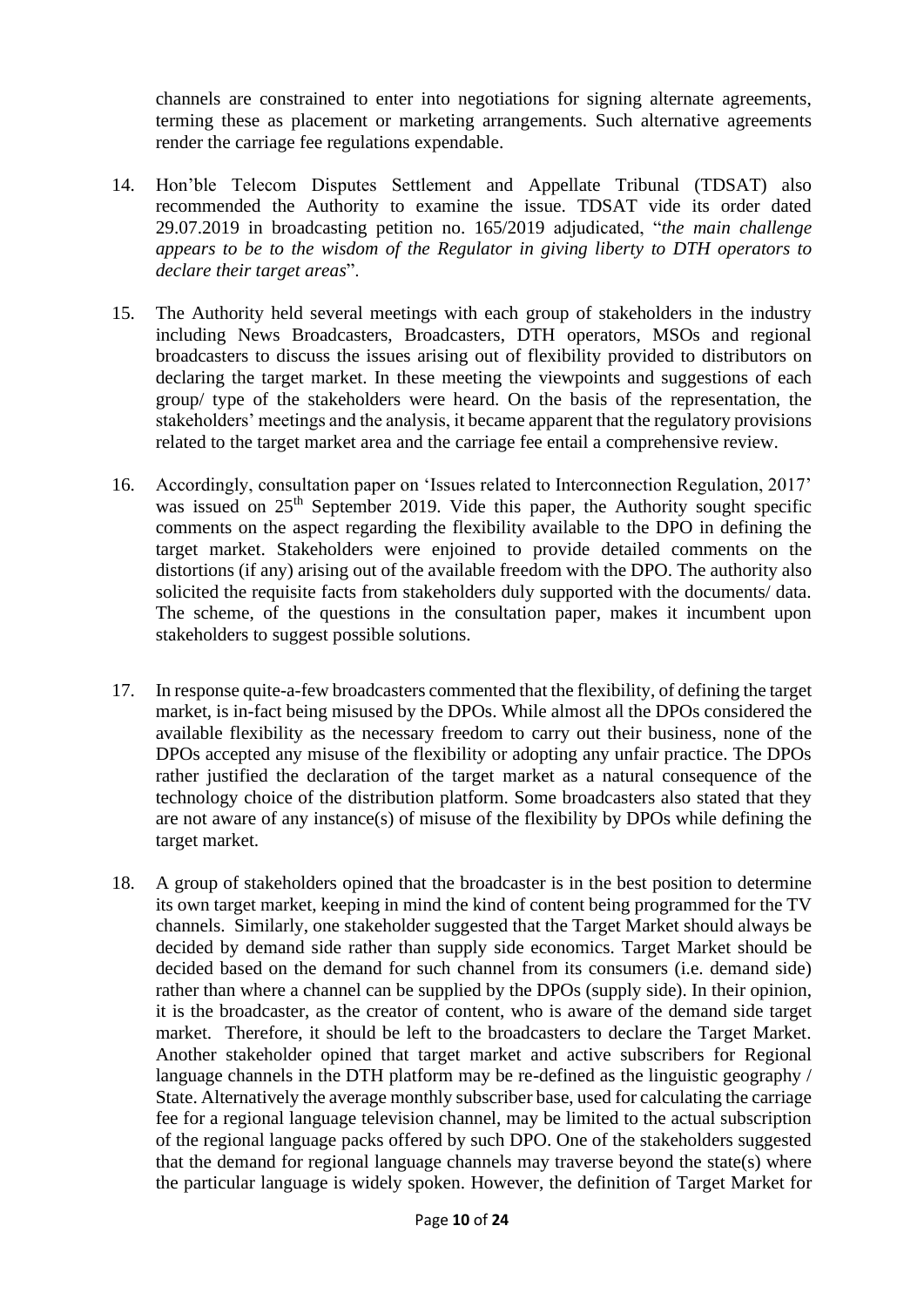channels are constrained to enter into negotiations for signing alternate agreements, terming these as placement or marketing arrangements. Such alternative agreements render the carriage fee regulations expendable.

14. Hon'ble Telecom Disputes Settlement and Appellate Tribunal (TDSAT) also recommended the Authority to examine the issue. TDSAT vide its order dated 29.07.2019 in broadcasting petition no. 165/2019 adjudicated, "*the main challenge appears to be to the wisdom of the Regulator in giving liberty to DTH operators to declare their target areas*".

15. The Authority held several meetings with each group of stakeholders in the industry including News Broadcasters, Broadcasters, DTH operators, MSOs and regional broadcasters to discuss the issues arising out of flexibility provided to distributors on declaring the target market. In these meeting the viewpoints and suggestions of each group/ type of the stakeholders were heard. On the basis of the representation, the stakeholders' meetings and the analysis, it became apparent that the regulatory provisions related to the target market area and the carriage fee entail a comprehensive review.

16. Accordingly, consultation paper on 'Issues related to Interconnection Regulation, 2017' was issued on 25th September 2019. Vide this paper, the Authority sought specific comments on the aspect regarding the flexibility available to the DPO in defining the target market. Stakeholders were enjoined to provide detailed comments on the distortions (if any) arising out of the available freedom with the DPO. The authority also solicited the requisite facts from stakeholders duly supported with the documents/ data. The scheme, of the questions in the consultation paper, makes it incumbent upon stakeholders to suggest possible solutions.

17. In response quite-a-few broadcasters commented that the flexibility, of defining the target market, is in-fact being misused by the DPOs. While almost all the DPOs considered the available flexibility as the necessary freedom to carry out their business, none of the DPOs accepted any misuse of the flexibility or adopting any unfair practice. The DPOs rather justified the declaration of the target market as a natural consequence of the technology choice of the distribution platform. Some broadcasters also stated that they are not aware of any instance(s) of misuse of the flexibility by DPOs while defining the target market.

18. A group of stakeholders opined that the broadcaster is in the best position to determine its own target market, keeping in mind the kind of content being programmed for the TV channels. Similarly, one stakeholder suggested that the Target Market should always be decided by demand side rather than supply side economics. Target Market should be decided based on the demand for such channel from its consumers (i.e. demand side) rather than where a channel can be supplied by the DPOs (supply side). In their opinion, it is the broadcaster, as the creator of content, who is aware of the demand side target market. Therefore, it should be left to the broadcasters to declare the Target Market. Another stakeholder opined that target market and active subscribers for Regional language channels in the DTH platform may be re-defined as the linguistic geography / State. Alternatively the average monthly subscriber base, used for calculating the carriage fee for a regional language television channel, may be limited to the actual subscription of the regional language packs offered by such DPO. One of the stakeholders suggested that the demand for regional language channels may traverse beyond the state(s) where the particular language is widely spoken. However, the definition of Target Market for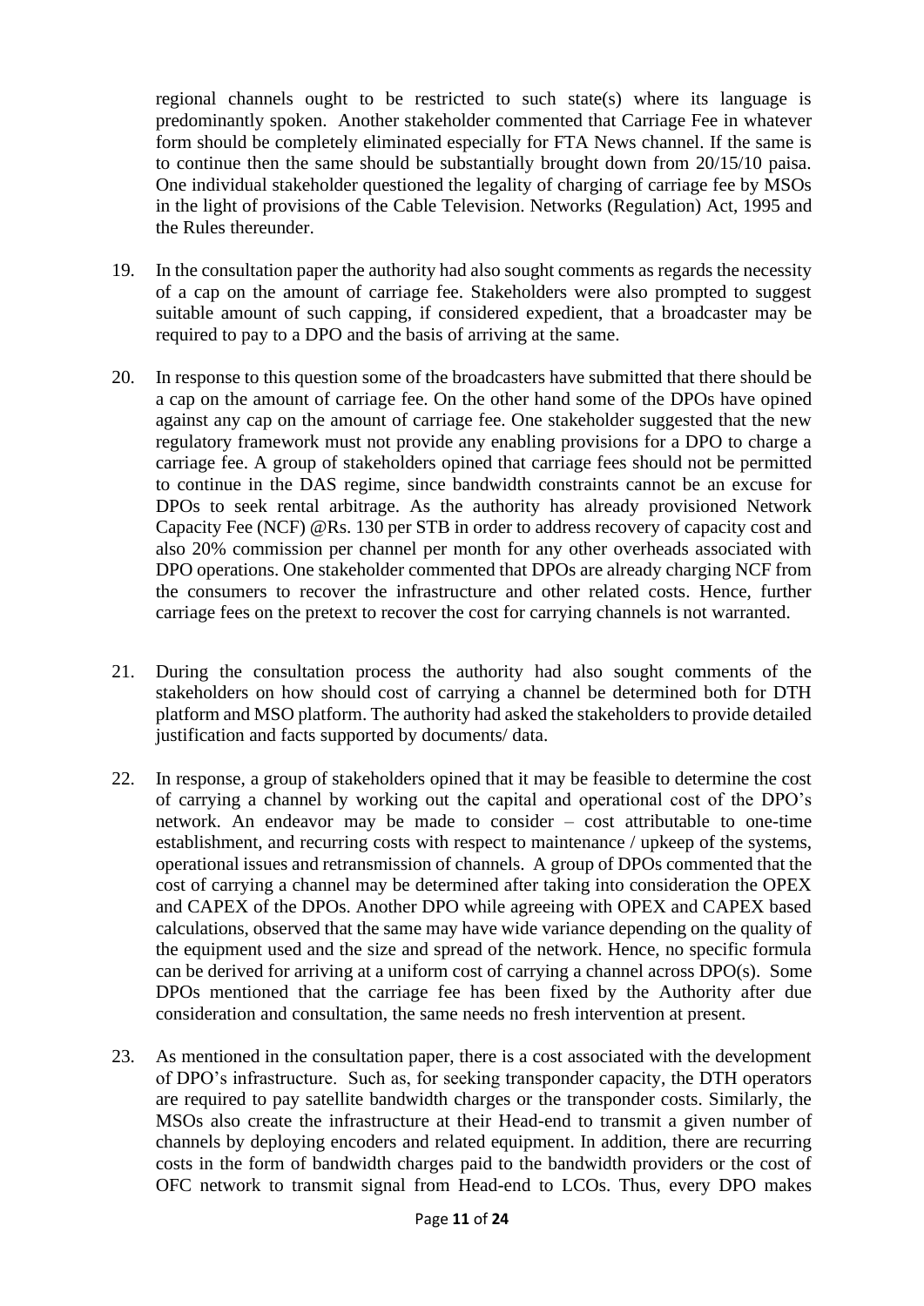regional channels ought to be restricted to such state(s) where its language is predominantly spoken. Another stakeholder commented that Carriage Fee in whatever form should be completely eliminated especially for FTA News channel. If the same is to continue then the same should be substantially brought down from 20/15/10 paisa. One individual stakeholder questioned the legality of charging of carriage fee by MSOs in the light of provisions of the Cable Television. Networks (Regulation) Act, 1995 and the Rules thereunder.

19. In the consultation paper the authority had also sought comments as regards the necessity of a cap on the amount of carriage fee. Stakeholders were also prompted to suggest suitable amount of such capping, if considered expedient, that a broadcaster may be required to pay to a DPO and the basis of arriving at the same.

20. In response to this question some of the broadcasters have submitted that there should be a cap on the amount of carriage fee. On the other hand some of the DPOs have opined against any cap on the amount of carriage fee. One stakeholder suggested that the new regulatory framework must not provide any enabling provisions for a DPO to charge a carriage fee. A group of stakeholders opined that carriage fees should not be permitted to continue in the DAS regime, since bandwidth constraints cannot be an excuse for DPOs to seek rental arbitrage. As the authority has already provisioned Network Capacity Fee (NCF) @Rs. 130 per STB in order to address recovery of capacity cost and also 20% commission per channel per month for any other overheads associated with DPO operations. One stakeholder commented that DPOs are already charging NCF from the consumers to recover the infrastructure and other related costs. Hence, further carriage fees on the pretext to recover the cost for carrying channels is not warranted.

21. During the consultation process the authority had also sought comments of the stakeholders on how should cost of carrying a channel be determined both for DTH platform and MSO platform. The authority had asked the stakeholders to provide detailed justification and facts supported by documents/ data.

22. In response, a group of stakeholders opined that it may be feasible to determine the cost of carrying a channel by working out the capital and operational cost of the DPO's network. An endeavor may be made to consider – cost attributable to one-time establishment, and recurring costs with respect to maintenance / upkeep of the systems, operational issues and retransmission of channels. A group of DPOs commented that the cost of carrying a channel may be determined after taking into consideration the OPEX and CAPEX of the DPOs. Another DPO while agreeing with OPEX and CAPEX based calculations, observed that the same may have wide variance depending on the quality of the equipment used and the size and spread of the network. Hence, no specific formula can be derived for arriving at a uniform cost of carrying a channel across DPO(s). Some DPOs mentioned that the carriage fee has been fixed by the Authority after due consideration and consultation, the same needs no fresh intervention at present.

23. As mentioned in the consultation paper, there is a cost associated with the development of DPO's infrastructure. Such as, for seeking transponder capacity, the DTH operators are required to pay satellite bandwidth charges or the transponder costs. Similarly, the MSOs also create the infrastructure at their Head-end to transmit a given number of channels by deploying encoders and related equipment. In addition, there are recurring costs in the form of bandwidth charges paid to the bandwidth providers or the cost of OFC network to transmit signal from Head-end to LCOs. Thus, every DPO makes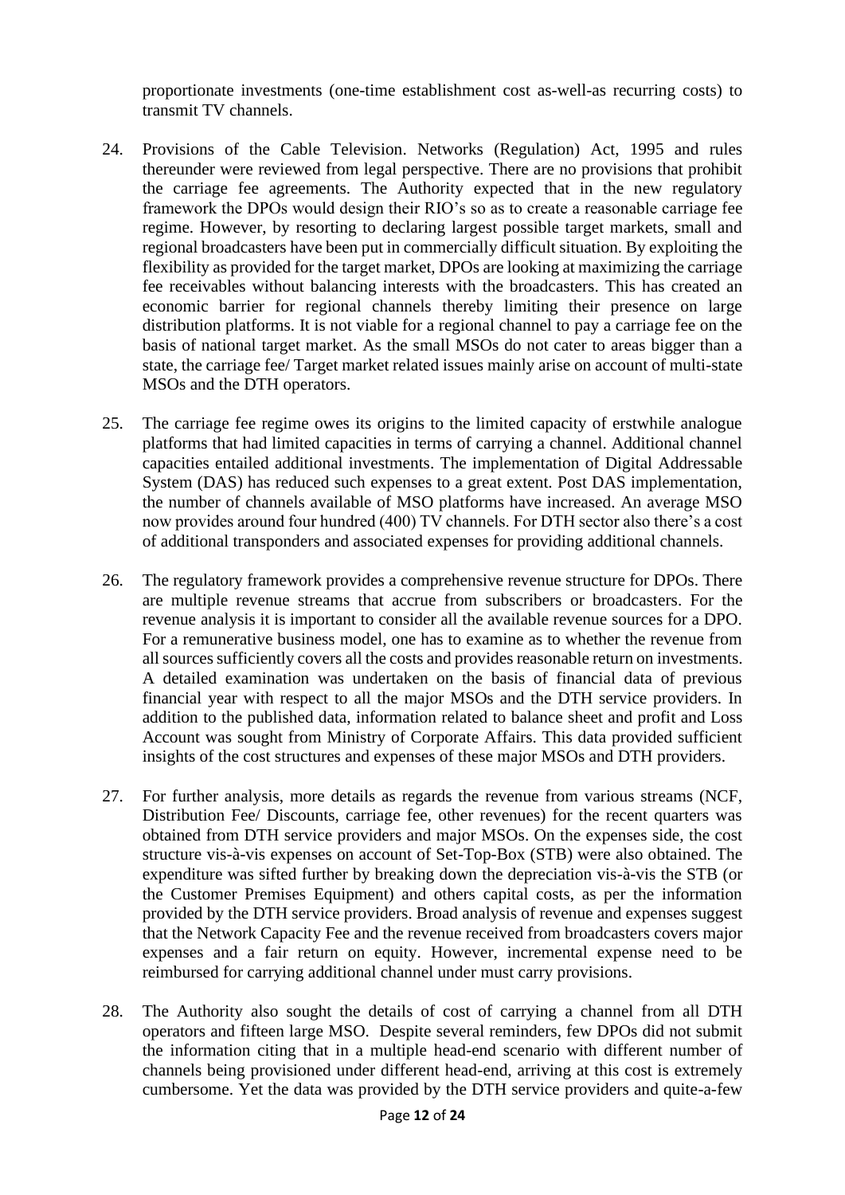proportionate investments (one-time establishment cost as-well-as recurring costs) to transmit TV channels.

24. Provisions of the Cable Television. Networks (Regulation) Act, 1995 and rules thereunder were reviewed from legal perspective. There are no provisions that prohibit the carriage fee agreements. The Authority expected that in the new regulatory framework the DPOs would design their RIO's so as to create a reasonable carriage fee regime. However, by resorting to declaring largest possible target markets, small and regional broadcasters have been put in commercially difficult situation. By exploiting the flexibility as provided for the target market, DPOs are looking at maximizing the carriage fee receivables without balancing interests with the broadcasters. This has created an economic barrier for regional channels thereby limiting their presence on large distribution platforms. It is not viable for a regional channel to pay a carriage fee on the basis of national target market. As the small MSOs do not cater to areas bigger than a state, the carriage fee/ Target market related issues mainly arise on account of multi-state MSOs and the DTH operators.

25. The carriage fee regime owes its origins to the limited capacity of erstwhile analogue platforms that had limited capacities in terms of carrying a channel. Additional channel capacities entailed additional investments. The implementation of Digital Addressable System (DAS) has reduced such expenses to a great extent. Post DAS implementation, the number of channels available of MSO platforms have increased. An average MSO now provides around four hundred (400) TV channels. For DTH sector also there's a cost of additional transponders and associated expenses for providing additional channels.

26. The regulatory framework provides a comprehensive revenue structure for DPOs. There are multiple revenue streams that accrue from subscribers or broadcasters. For the revenue analysis it is important to consider all the available revenue sources for a DPO. For a remunerative business model, one has to examine as to whether the revenue from all sources sufficiently covers all the costs and provides reasonable return on investments. A detailed examination was undertaken on the basis of financial data of previous financial year with respect to all the major MSOs and the DTH service providers. In addition to the published data, information related to balance sheet and profit and Loss Account was sought from Ministry of Corporate Affairs. This data provided sufficient insights of the cost structures and expenses of these major MSOs and DTH providers.

27. For further analysis, more details as regards the revenue from various streams (NCF, Distribution Fee/ Discounts, carriage fee, other revenues) for the recent quarters was obtained from DTH service providers and major MSOs. On the expenses side, the cost structure vis-à-vis expenses on account of Set-Top-Box (STB) were also obtained. The expenditure was sifted further by breaking down the depreciation vis-à-vis the STB (or the Customer Premises Equipment) and others capital costs, as per the information provided by the DTH service providers. Broad analysis of revenue and expenses suggest that the Network Capacity Fee and the revenue received from broadcasters covers major expenses and a fair return on equity. However, incremental expense need to be reimbursed for carrying additional channel under must carry provisions.

28. The Authority also sought the details of cost of carrying a channel from all DTH operators and fifteen large MSO. Despite several reminders, few DPOs did not submit the information citing that in a multiple head-end scenario with different number of channels being provisioned under different head-end, arriving at this cost is extremely cumbersome. Yet the data was provided by the DTH service providers and quite-a-few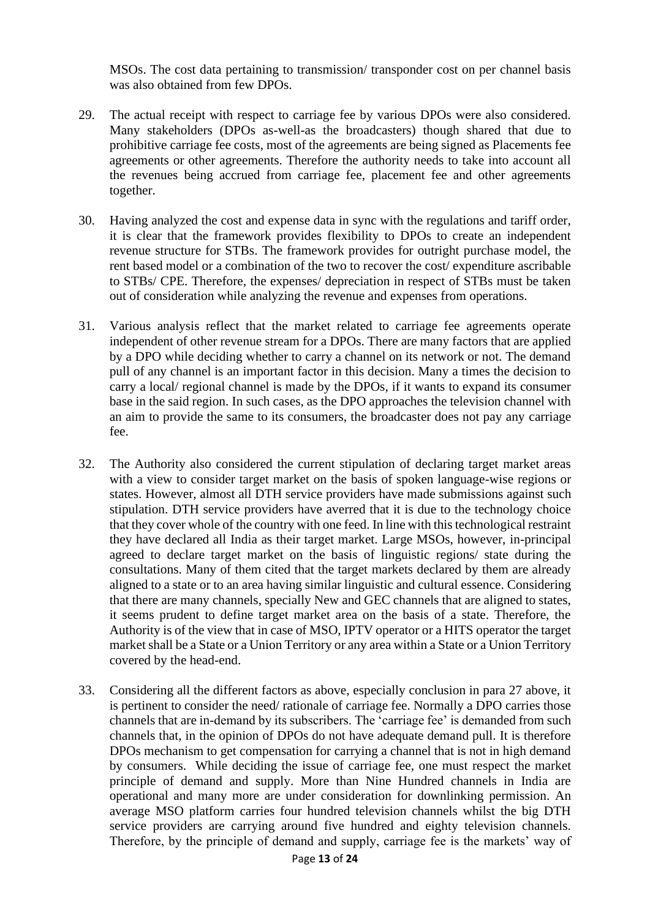MSOs. The cost data pertaining to transmission/ transponder cost on per channel basis was also obtained from few DPOs.

29. The actual receipt with respect to carriage fee by various DPOs were also considered. Many stakeholders (DPOs as-well-as the broadcasters) though shared that due to prohibitive carriage fee costs, most of the agreements are being signed as Placements fee agreements or other agreements. Therefore the authority needs to take into account all the revenues being accrued from carriage fee, placement fee and other agreements together.

30. Having analyzed the cost and expense data in sync with the regulations and tariff order, it is clear that the framework provides flexibility to DPOs to create an independent revenue structure for STBs. The framework provides for outright purchase model, the rent based model or a combination of the two to recover the cost/ expenditure ascribable to STBs/ CPE. Therefore, the expenses/ depreciation in respect of STBs must be taken out of consideration while analyzing the revenue and expenses from operations.

31. Various analysis reflect that the market related to carriage fee agreements operate independent of other revenue stream for a DPOs. There are many factors that are applied by a DPO while deciding whether to carry a channel on its network or not. The demand pull of any channel is an important factor in this decision. Many a times the decision to carry a local/ regional channel is made by the DPOs, if it wants to expand its consumer base in the said region. In such cases, as the DPO approaches the television channel with an aim to provide the same to its consumers, the broadcaster does not pay any carriage fee.

32. The Authority also considered the current stipulation of declaring target market areas with a view to consider target market on the basis of spoken language-wise regions or states. However, almost all DTH service providers have made submissions against such stipulation. DTH service providers have averred that it is due to the technology choice that they cover whole of the country with one feed. In line with this technological restraint they have declared all India as their target market. Large MSOs, however, in-principal agreed to declare target market on the basis of linguistic regions/ state during the consultations. Many of them cited that the target markets declared by them are already aligned to a state or to an area having similar linguistic and cultural essence. Considering that there are many channels, specially New and GEC channels that are aligned to states, it seems prudent to define target market area on the basis of a state. Therefore, the Authority is of the view that in case of MSO, IPTV operator or a HITS operator the target market shall be a State or a Union Territory or any area within a State or a Union Territory covered by the head-end.

33. Considering all the different factors as above, especially conclusion in para 27 above, it is pertinent to consider the need/ rationale of carriage fee. Normally a DPO carries those channels that are in-demand by its subscribers. The 'carriage fee' is demanded from such channels that, in the opinion of DPOs do not have adequate demand pull. It is therefore DPOs mechanism to get compensation for carrying a channel that is not in high demand by consumers. While deciding the issue of carriage fee, one must respect the market principle of demand and supply. More than Nine Hundred channels in India are operational and many more are under consideration for downlinking permission. An average MSO platform carries four hundred television channels whilst the big DTH service providers are carrying around five hundred and eighty television channels. Therefore, by the principle of demand and supply, carriage fee is the markets' way of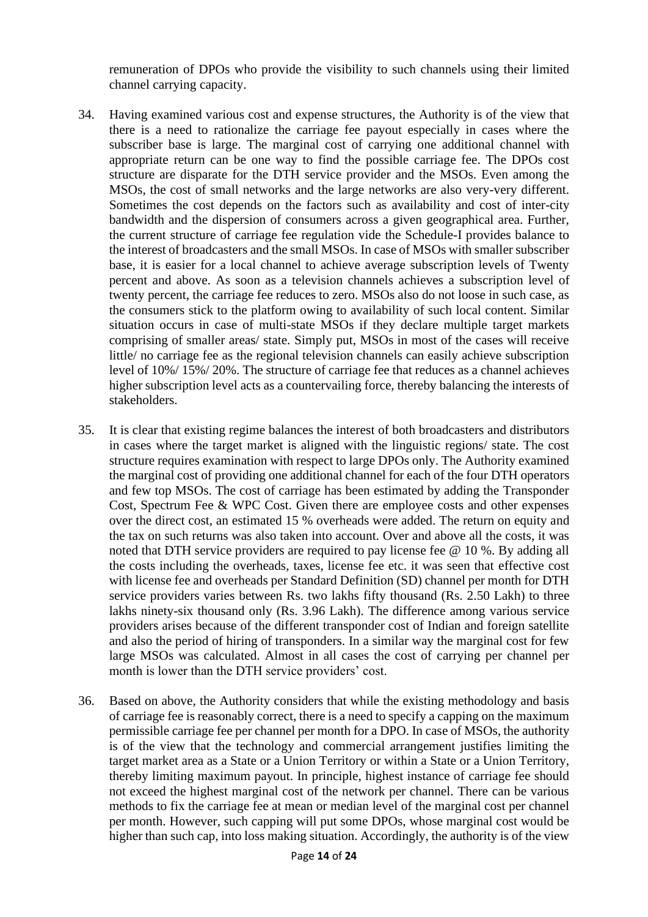remuneration of DPOs who provide the visibility to such channels using their limited channel carrying capacity.

34. Having examined various cost and expense structures, the Authority is of the view that there is a need to rationalize the carriage fee payout especially in cases where the subscriber base is large. The marginal cost of carrying one additional channel with appropriate return can be one way to find the possible carriage fee. The DPOs cost structure are disparate for the DTH service provider and the MSOs. Even among the MSOs, the cost of small networks and the large networks are also very-very different. Sometimes the cost depends on the factors such as availability and cost of inter-city bandwidth and the dispersion of consumers across a given geographical area. Further, the current structure of carriage fee regulation vide the Schedule-I provides balance to the interest of broadcasters and the small MSOs. In case of MSOs with smaller subscriber base, it is easier for a local channel to achieve average subscription levels of Twenty percent and above. As soon as a television channels achieves a subscription level of twenty percent, the carriage fee reduces to zero. MSOs also do not loose in such case, as the consumers stick to the platform owing to availability of such local content. Similar situation occurs in case of multi-state MSOs if they declare multiple target markets comprising of smaller areas/ state. Simply put, MSOs in most of the cases will receive little/ no carriage fee as the regional television channels can easily achieve subscription level of 10%/ 15%/ 20%. The structure of carriage fee that reduces as a channel achieves higher subscription level acts as a countervailing force, thereby balancing the interests of stakeholders.

35. It is clear that existing regime balances the interest of both broadcasters and distributors in cases where the target market is aligned with the linguistic regions/ state. The cost structure requires examination with respect to large DPOs only. The Authority examined the marginal cost of providing one additional channel for each of the four DTH operators and few top MSOs. The cost of carriage has been estimated by adding the Transponder Cost, Spectrum Fee & WPC Cost. Given there are employee costs and other expenses over the direct cost, an estimated 15 % overheads were added. The return on equity and the tax on such returns was also taken into account. Over and above all the costs, it was noted that DTH service providers are required to pay license fee @ 10 %. By adding all the costs including the overheads, taxes, license fee etc. it was seen that effective cost with license fee and overheads per Standard Definition (SD) channel per month for DTH service providers varies between Rs. two lakhs fifty thousand (Rs. 2.50 Lakh) to three lakhs ninety-six thousand only (Rs. 3.96 Lakh). The difference among various service providers arises because of the different transponder cost of Indian and foreign satellite and also the period of hiring of transponders. In a similar way the marginal cost for few large MSOs was calculated. Almost in all cases the cost of carrying per channel per month is lower than the DTH service providers' cost.

36. Based on above, the Authority considers that while the existing methodology and basis of carriage fee is reasonably correct, there is a need to specify a capping on the maximum permissible carriage fee per channel per month for a DPO. In case of MSOs, the authority is of the view that the technology and commercial arrangement justifies limiting the target market area as a State or a Union Territory or within a State or a Union Territory, thereby limiting maximum payout. In principle, highest instance of carriage fee should not exceed the highest marginal cost of the network per channel. There can be various methods to fix the carriage fee at mean or median level of the marginal cost per channel per month. However, such capping will put some DPOs, whose marginal cost would be higher than such cap, into loss making situation. Accordingly, the authority is of the view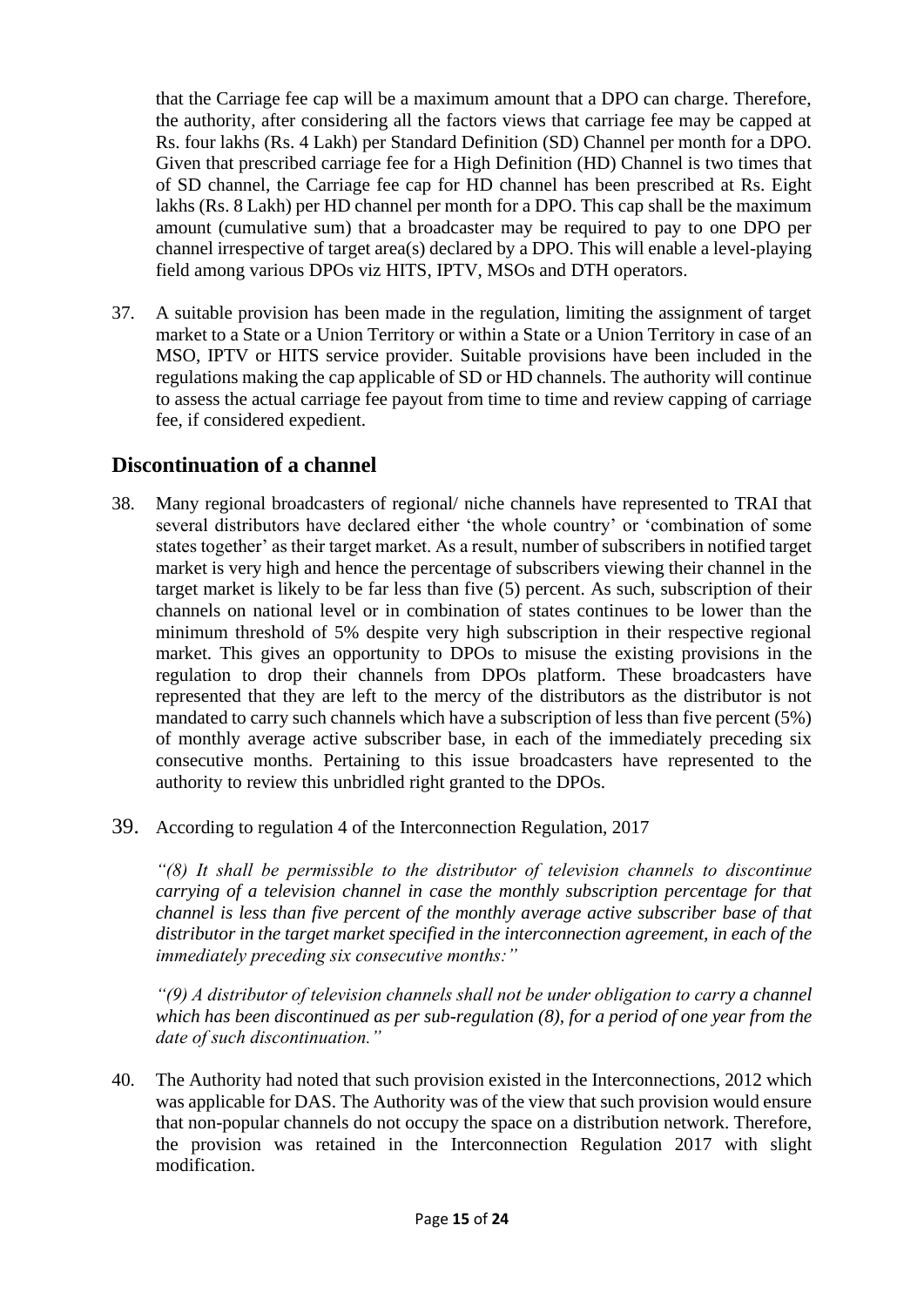that the Carriage fee cap will be a maximum amount that a DPO can charge. Therefore, the authority, after considering all the factors views that carriage fee may be capped at Rs. four lakhs (Rs. 4 Lakh) per Standard Definition (SD) Channel per month for a DPO. Given that prescribed carriage fee for a High Definition (HD) Channel is two times that of SD channel, the Carriage fee cap for HD channel has been prescribed at Rs. Eight lakhs (Rs. 8 Lakh) per HD channel per month for a DPO. This cap shall be the maximum amount (cumulative sum) that a broadcaster may be required to pay to one DPO per channel irrespective of target area(s) declared by a DPO. This will enable a level-playing field among various DPOs viz HITS, IPTV, MSOs and DTH operators.

37. A suitable provision has been made in the regulation, limiting the assignment of target market to a State or a Union Territory or within a State or a Union Territory in case of an MSO, IPTV or HITS service provider. Suitable provisions have been included in the regulations making the cap applicable of SD or HD channels. The authority will continue to assess the actual carriage fee payout from time to time and review capping of carriage fee, if considered expedient.

## Discontinuation of a channel

38. Many regional broadcasters of regional/ niche channels have represented to TRAI that several distributors have declared either 'the whole country' or 'combination of some states together' as their target market. As a result, number of subscribers in notified target market is very high and hence the percentage of subscribers viewing their channel in the target market is likely to be far less than five (5) percent. As such, subscription of their channels on national level or in combination of states continues to be lower than the minimum threshold of 5% despite very high subscription in their respective regional market. This gives an opportunity to DPOs to misuse the existing provisions in the regulation to drop their channels from DPOs platform. These broadcasters have represented that they are left to the mercy of the distributors as the distributor is not mandated to carry such channels which have a subscription of less than five percent (5%) of monthly average active subscriber base, in each of the immediately preceding six consecutive months. Pertaining to this issue broadcasters have represented to the authority to review this unbridled right granted to the DPOs.

39. According to regulation 4 of the Interconnection Regulation, 2017

*"(8) It shall be permissible to the distributor of television channels to discontinue carrying of a television channel in case the monthly subscription percentage for that channel is less than five percent of the monthly average active subscriber base of that distributor in the target market specified in the interconnection agreement, in each of the immediately preceding six consecutive months:"*

*"(9) A distributor of television channels shall not be under obligation to carry a channel which has been discontinued as per sub-regulation (8), for a period of one year from the date of such discontinuation."*

40. The Authority had noted that such provision existed in the Interconnections, 2012 which was applicable for DAS. The Authority was of the view that such provision would ensure that non-popular channels do not occupy the space on a distribution network. Therefore, the provision was retained in the Interconnection Regulation 2017 with slight modification.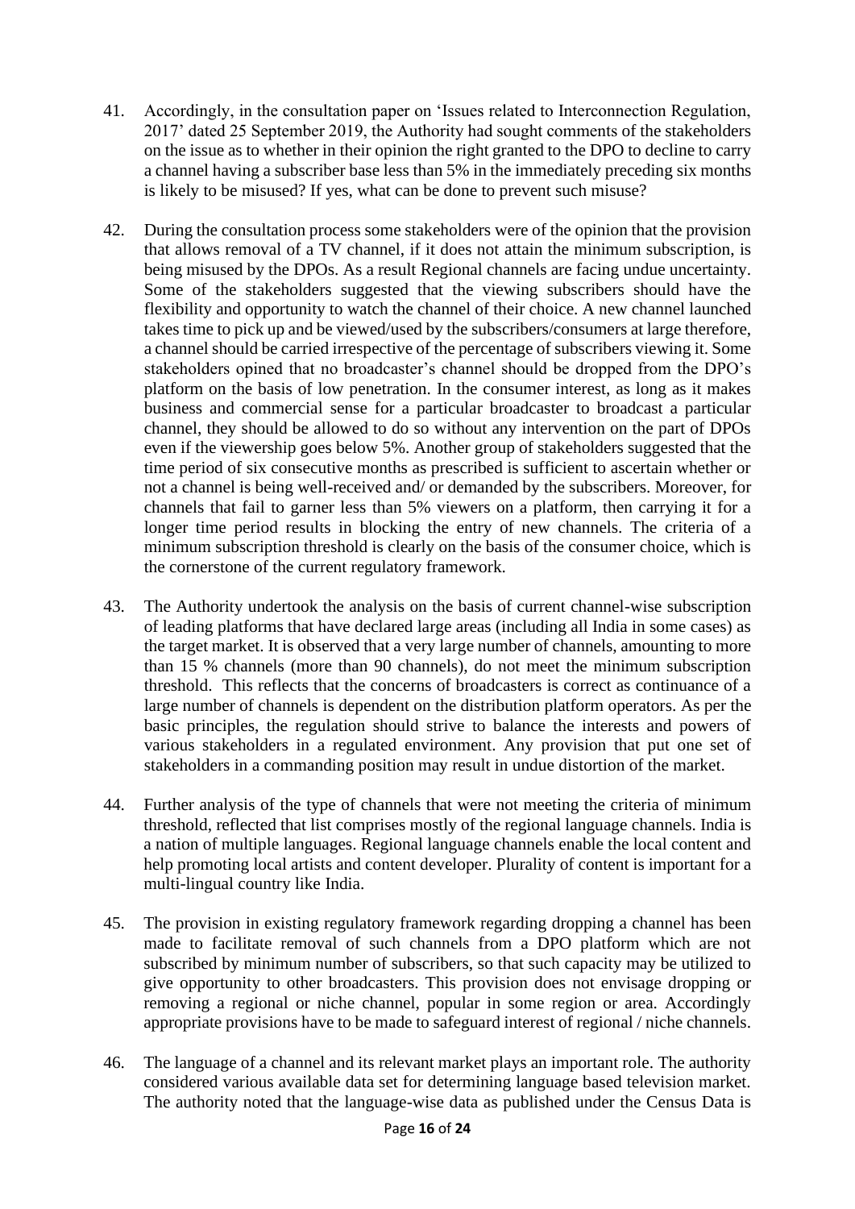41. Accordingly, in the consultation paper on 'Issues related to Interconnection Regulation, 2017' dated 25 September 2019, the Authority had sought comments of the stakeholders on the issue as to whether in their opinion the right granted to the DPO to decline to carry a channel having a subscriber base less than 5% in the immediately preceding six months is likely to be misused? If yes, what can be done to prevent such misuse?

42. During the consultation process some stakeholders were of the opinion that the provision that allows removal of a TV channel, if it does not attain the minimum subscription, is being misused by the DPOs. As a result Regional channels are facing undue uncertainty. Some of the stakeholders suggested that the viewing subscribers should have the flexibility and opportunity to watch the channel of their choice. A new channel launched takes time to pick up and be viewed/used by the subscribers/consumers at large therefore, a channel should be carried irrespective of the percentage of subscribers viewing it. Some stakeholders opined that no broadcaster's channel should be dropped from the DPO's platform on the basis of low penetration. In the consumer interest, as long as it makes business and commercial sense for a particular broadcaster to broadcast a particular channel, they should be allowed to do so without any intervention on the part of DPOs even if the viewership goes below 5%. Another group of stakeholders suggested that the time period of six consecutive months as prescribed is sufficient to ascertain whether or not a channel is being well-received and/ or demanded by the subscribers. Moreover, for channels that fail to garner less than 5% viewers on a platform, then carrying it for a longer time period results in blocking the entry of new channels. The criteria of a minimum subscription threshold is clearly on the basis of the consumer choice, which is the cornerstone of the current regulatory framework.

43. The Authority undertook the analysis on the basis of current channel-wise subscription of leading platforms that have declared large areas (including all India in some cases) as the target market. It is observed that a very large number of channels, amounting to more than 15 % channels (more than 90 channels), do not meet the minimum subscription threshold. This reflects that the concerns of broadcasters is correct as continuance of a large number of channels is dependent on the distribution platform operators. As per the basic principles, the regulation should strive to balance the interests and powers of various stakeholders in a regulated environment. Any provision that put one set of stakeholders in a commanding position may result in undue distortion of the market.

44. Further analysis of the type of channels that were not meeting the criteria of minimum threshold, reflected that list comprises mostly of the regional language channels. India is a nation of multiple languages. Regional language channels enable the local content and help promoting local artists and content developer. Plurality of content is important for a multi-lingual country like India.

45. The provision in existing regulatory framework regarding dropping a channel has been made to facilitate removal of such channels from a DPO platform which are not subscribed by minimum number of subscribers, so that such capacity may be utilized to give opportunity to other broadcasters. This provision does not envisage dropping or removing a regional or niche channel, popular in some region or area. Accordingly appropriate provisions have to be made to safeguard interest of regional / niche channels.

46. The language of a channel and its relevant market plays an important role. The authority considered various available data set for determining language based television market. The authority noted that the language-wise data as published under the Census Data is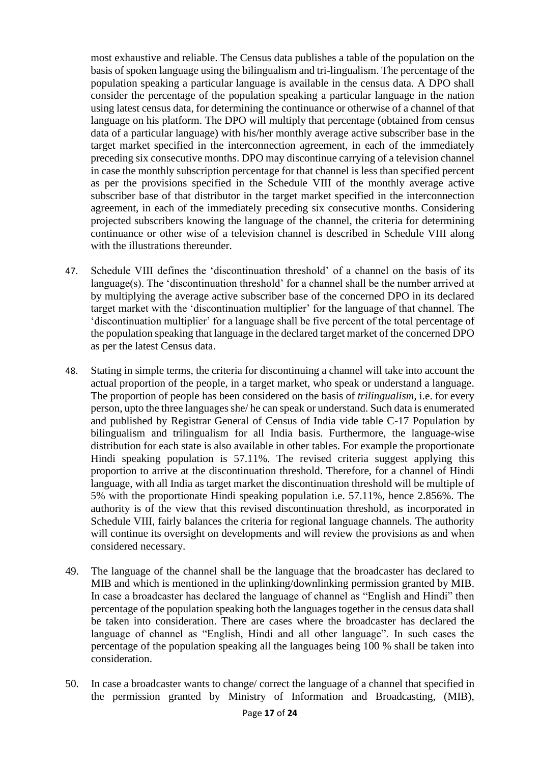most exhaustive and reliable. The Census data publishes a table of the population on the basis of spoken language using the bilingualism and tri-lingualism. The percentage of the population speaking a particular language is available in the census data. A DPO shall consider the percentage of the population speaking a particular language in the nation using latest census data, for determining the continuance or otherwise of a channel of that language on his platform. The DPO will multiply that percentage (obtained from census data of a particular language) with his/her monthly average active subscriber base in the target market specified in the interconnection agreement, in each of the immediately preceding six consecutive months. DPO may discontinue carrying of a television channel in case the monthly subscription percentage for that channel is less than specified percent as per the provisions specified in the Schedule VIII of the monthly average active subscriber base of that distributor in the target market specified in the interconnection agreement, in each of the immediately preceding six consecutive months. Considering projected subscribers knowing the language of the channel, the criteria for determining continuance or other wise of a television channel is described in Schedule VIII along with the illustrations thereunder.

47. Schedule VIII defines the 'discontinuation threshold' of a channel on the basis of its language(s). The 'discontinuation threshold' for a channel shall be the number arrived at by multiplying the average active subscriber base of the concerned DPO in its declared target market with the 'discontinuation multiplier' for the language of that channel. The 'discontinuation multiplier' for a language shall be five percent of the total percentage of the population speaking that language in the declared target market of the concerned DPO as per the latest Census data.

48. Stating in simple terms, the criteria for discontinuing a channel will take into account the actual proportion of the people, in a target market, who speak or understand a language. The proportion of people has been considered on the basis of *trilingualism*, i.e. for every person, upto the three languages she/ he can speak or understand. Such data is enumerated and published by Registrar General of Census of India vide table C-17 Population by bilingualism and trilingualism for all India basis. Furthermore, the language-wise distribution for each state is also available in other tables. For example the proportionate Hindi speaking population is 57.11%. The revised criteria suggest applying this proportion to arrive at the discontinuation threshold. Therefore, for a channel of Hindi language, with all India as target market the discontinuation threshold will be multiple of 5% with the proportionate Hindi speaking population i.e. 57.11%, hence 2.856%. The authority is of the view that this revised discontinuation threshold, as incorporated in Schedule VIII, fairly balances the criteria for regional language channels. The authority will continue its oversight on developments and will review the provisions as and when considered necessary.

49. The language of the channel shall be the language that the broadcaster has declared to MIB and which is mentioned in the uplinking/downlinking permission granted by MIB. In case a broadcaster has declared the language of channel as "English and Hindi" then percentage of the population speaking both the languages together in the census data shall be taken into consideration. There are cases where the broadcaster has declared the language of channel as "English, Hindi and all other language". In such cases the percentage of the population speaking all the languages being 100 % shall be taken into consideration.

50. In case a broadcaster wants to change/ correct the language of a channel that specified in the permission granted by Ministry of Information and Broadcasting, (MIB),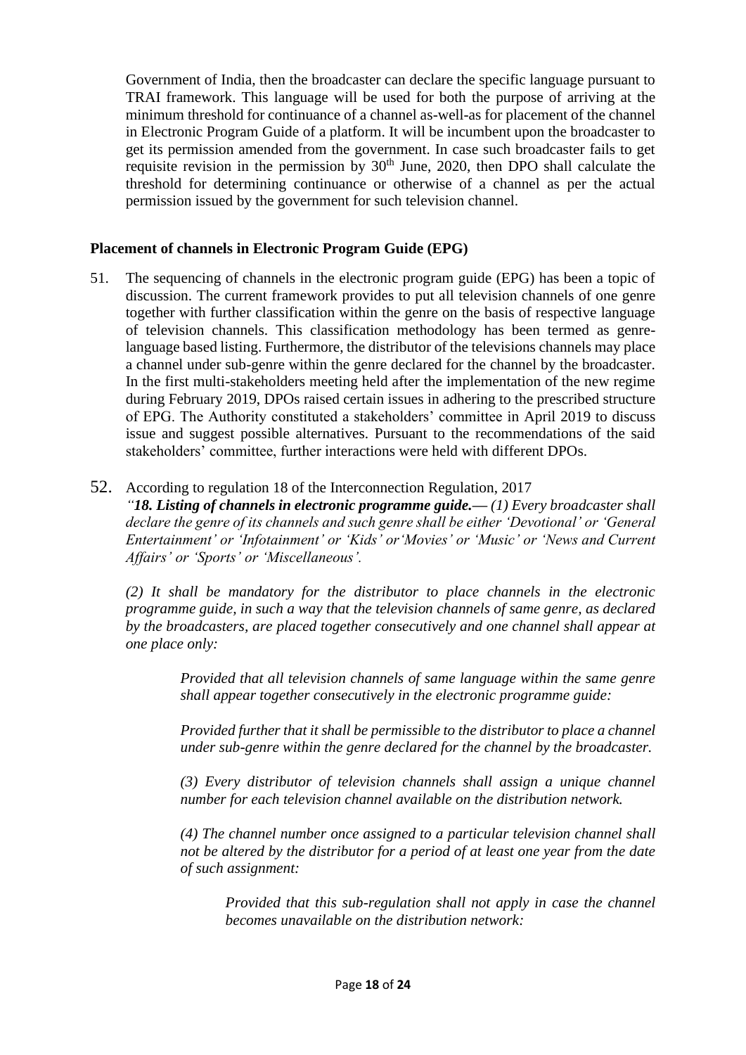Government of India, then the broadcaster can declare the specific language pursuant to TRAI framework. This language will be used for both the purpose of arriving at the minimum threshold for continuance of a channel as-well-as for placement of the channel in Electronic Program Guide of a platform. It will be incumbent upon the broadcaster to get its permission amended from the government. In case such broadcaster fails to get requisite revision in the permission by 30th June, 2020, then DPO shall calculate the threshold for determining continuance or otherwise of a channel as per the actual permission issued by the government for such television channel.

**Placement of channels in Electronic Program Guide (EPG)**

51. The sequencing of channels in the electronic program guide (EPG) has been a topic of discussion. The current framework provides to put all television channels of one genre together with further classification within the genre on the basis of respective language of television channels. This classification methodology has been termed as genre-language based listing. Furthermore, the distributor of the televisions channels may place a channel under sub-genre within the genre declared for the channel by the broadcaster. In the first multi-stakeholders meeting held after the implementation of the new regime during February 2019, DPOs raised certain issues in adhering to the prescribed structure of EPG. The Authority constituted a stakeholders' committee in April 2019 to discuss issue and suggest possible alternatives. Pursuant to the recommendations of the said stakeholders' committee, further interactions were held with different DPOs.

52. According to regulation 18 of the Interconnection Regulation, 2017
*"**18. Listing of channels in electronic programme guide.**— (1) Every broadcaster shall declare the genre of its channels and such genre shall be either 'Devotional' or 'General Entertainment' or 'Infotainment' or 'Kids' or 'Movies' or 'Music' or 'News and Current Affairs' or 'Sports' or 'Miscellaneous'.*

*(2) It shall be mandatory for the distributor to place channels in the electronic programme guide, in such a way that the television channels of same genre, as declared by the broadcasters, are placed together consecutively and one channel shall appear at one place only:*

> *Provided that all television channels of same language within the same genre shall appear together consecutively in the electronic programme guide:*
>
> *Provided further that it shall be permissible to the distributor to place a channel under sub-genre within the genre declared for the channel by the broadcaster.*
>
> *(3) Every distributor of television channels shall assign a unique channel number for each television channel available on the distribution network.*
>
> *(4) The channel number once assigned to a particular television channel shall not be altered by the distributor for a period of at least one year from the date of such assignment:*
>
> > *Provided that this sub-regulation shall not apply in case the channel becomes unavailable on the distribution network:*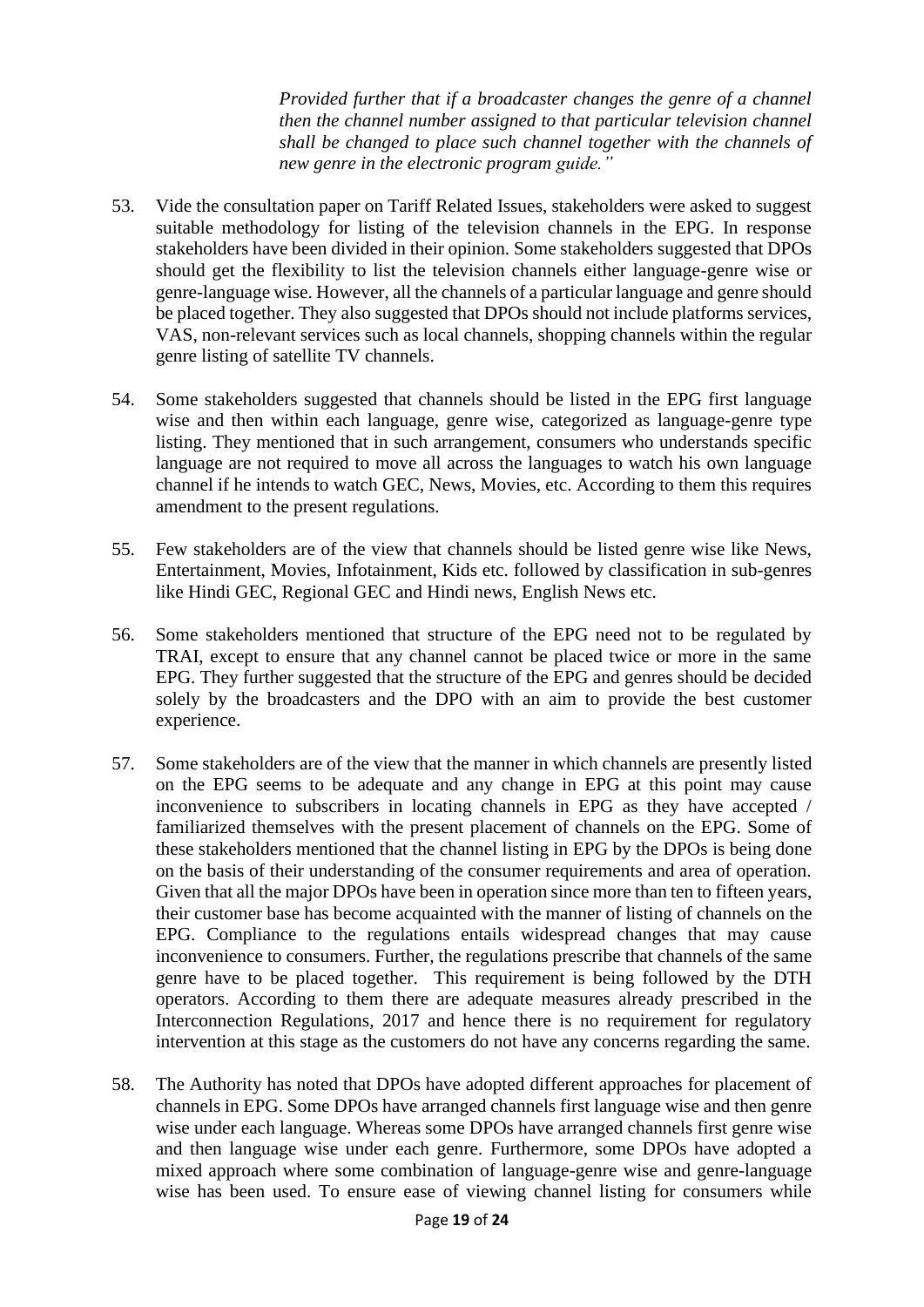*Provided further that if a broadcaster changes the genre of a channel then the channel number assigned to that particular television channel shall be changed to place such channel together with the channels of new genre in the electronic program guide."*

53. Vide the consultation paper on Tariff Related Issues, stakeholders were asked to suggest suitable methodology for listing of the television channels in the EPG. In response stakeholders have been divided in their opinion. Some stakeholders suggested that DPOs should get the flexibility to list the television channels either language-genre wise or genre-language wise. However, all the channels of a particular language and genre should be placed together. They also suggested that DPOs should not include platforms services, VAS, non-relevant services such as local channels, shopping channels within the regular genre listing of satellite TV channels.

54. Some stakeholders suggested that channels should be listed in the EPG first language wise and then within each language, genre wise, categorized as language-genre type listing. They mentioned that in such arrangement, consumers who understands specific language are not required to move all across the languages to watch his own language channel if he intends to watch GEC, News, Movies, etc. According to them this requires amendment to the present regulations.

55. Few stakeholders are of the view that channels should be listed genre wise like News, Entertainment, Movies, Infotainment, Kids etc. followed by classification in sub-genres like Hindi GEC, Regional GEC and Hindi news, English News etc.

56. Some stakeholders mentioned that structure of the EPG need not to be regulated by TRAI, except to ensure that any channel cannot be placed twice or more in the same EPG. They further suggested that the structure of the EPG and genres should be decided solely by the broadcasters and the DPO with an aim to provide the best customer experience.

57. Some stakeholders are of the view that the manner in which channels are presently listed on the EPG seems to be adequate and any change in EPG at this point may cause inconvenience to subscribers in locating channels in EPG as they have accepted / familiarized themselves with the present placement of channels on the EPG. Some of these stakeholders mentioned that the channel listing in EPG by the DPOs is being done on the basis of their understanding of the consumer requirements and area of operation. Given that all the major DPOs have been in operation since more than ten to fifteen years, their customer base has become acquainted with the manner of listing of channels on the EPG. Compliance to the regulations entails widespread changes that may cause inconvenience to consumers. Further, the regulations prescribe that channels of the same genre have to be placed together. This requirement is being followed by the DTH operators. According to them there are adequate measures already prescribed in the Interconnection Regulations, 2017 and hence there is no requirement for regulatory intervention at this stage as the customers do not have any concerns regarding the same.

58. The Authority has noted that DPOs have adopted different approaches for placement of channels in EPG. Some DPOs have arranged channels first language wise and then genre wise under each language. Whereas some DPOs have arranged channels first genre wise and then language wise under each genre. Furthermore, some DPOs have adopted a mixed approach where some combination of language-genre wise and genre-language wise has been used. To ensure ease of viewing channel listing for consumers while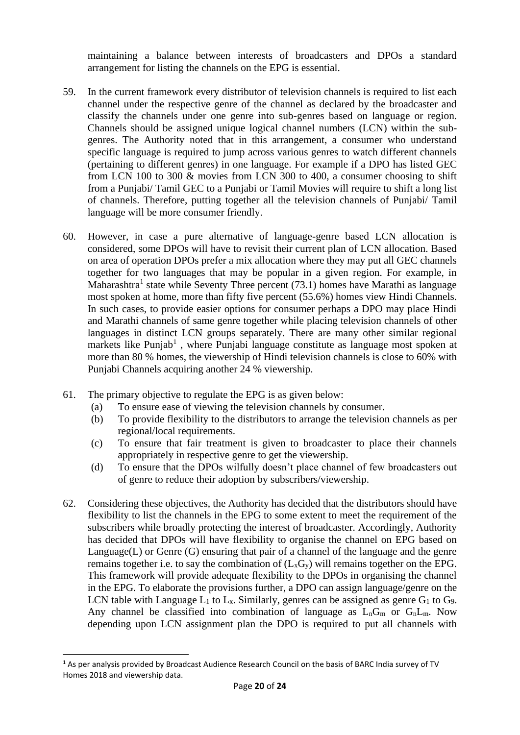maintaining a balance between interests of broadcasters and DPOs a standard arrangement for listing the channels on the EPG is essential.

59. In the current framework every distributor of television channels is required to list each channel under the respective genre of the channel as declared by the broadcaster and classify the channels under one genre into sub-genres based on language or region. Channels should be assigned unique logical channel numbers (LCN) within the sub-genres. The Authority noted that in this arrangement, a consumer who understand specific language is required to jump across various genres to watch different channels (pertaining to different genres) in one language. For example if a DPO has listed GEC from LCN 100 to 300 & movies from LCN 300 to 400, a consumer choosing to shift from a Punjabi/ Tamil GEC to a Punjabi or Tamil Movies will require to shift a long list of channels. Therefore, putting together all the television channels of Punjabi/ Tamil language will be more consumer friendly.

60. However, in case a pure alternative of language-genre based LCN allocation is considered, some DPOs will have to revisit their current plan of LCN allocation. Based on area of operation DPOs prefer a mix allocation where they may put all GEC channels together for two languages that may be popular in a given region. For example, in Maharashtra[1] state while Seventy Three percent (73.1) homes have Marathi as language most spoken at home, more than fifty five percent (55.6%) homes view Hindi Channels. In such cases, to provide easier options for consumer perhaps a DPO may place Hindi and Marathi channels of same genre together while placing television channels of other languages in distinct LCN groups separately. There are many other similar regional markets like Punjab[1] , where Punjabi language constitute as language most spoken at more than 80 % homes, the viewership of Hindi television channels is close to 60% with Punjabi Channels acquiring another 24 % viewership.

61. The primary objective to regulate the EPG is as given below:
    (a) To ensure ease of viewing the television channels by consumer.
    (b) To provide flexibility to the distributors to arrange the television channels as per regional/local requirements.
    (c) To ensure that fair treatment is given to broadcaster to place their channels appropriately in respective genre to get the viewership.
    (d) To ensure that the DPOs wilfully doesn't place channel of few broadcasters out of genre to reduce their adoption by subscribers/viewership.

62. Considering these objectives, the Authority has decided that the distributors should have flexibility to list the channels in the EPG to some extent to meet the requirement of the subscribers while broadly protecting the interest of broadcaster. Accordingly, Authority has decided that DPOs will have flexibility to organise the channel on EPG based on Language(L) or Genre (G) ensuring that pair of a channel of the language and the genre remains together i.e. to say the combination of ($L_xG_y$) will remains together on the EPG. This framework will provide adequate flexibility to the DPOs in organising the channel in the EPG. To elaborate the provisions further, a DPO can assign language/genre on the LCN table with Language $L_1$ to $L_x$. Similarly, genres can be assigned as genre $G_1$ to $G_9$. Any channel be classified into combination of language as $L_nG_m$ or $G_nL_m$. Now depending upon LCN assignment plan the DPO is required to put all channels with

[1] As per analysis provided by Broadcast Audience Research Council on the basis of BARC India survey of TV Homes 2018 and viewership data.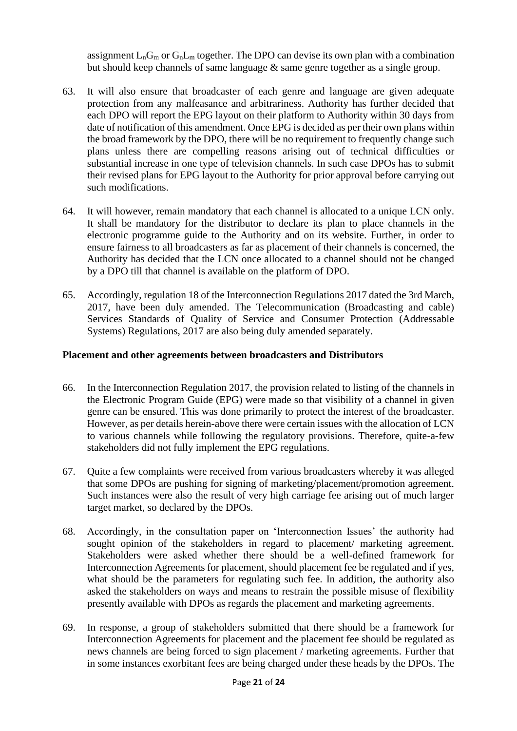assignment $L_nG_m$ or $G_nL_m$ together. The DPO can devise its own plan with a combination but should keep channels of same language & same genre together as a single group.

63. It will also ensure that broadcaster of each genre and language are given adequate protection from any malfeasance and arbitrariness. Authority has further decided that each DPO will report the EPG layout on their platform to Authority within 30 days from date of notification of this amendment. Once EPG is decided as per their own plans within the broad framework by the DPO, there will be no requirement to frequently change such plans unless there are compelling reasons arising out of technical difficulties or substantial increase in one type of television channels. In such case DPOs has to submit their revised plans for EPG layout to the Authority for prior approval before carrying out such modifications.

64. It will however, remain mandatory that each channel is allocated to a unique LCN only. It shall be mandatory for the distributor to declare its plan to place channels in the electronic programme guide to the Authority and on its website. Further, in order to ensure fairness to all broadcasters as far as placement of their channels is concerned, the Authority has decided that the LCN once allocated to a channel should not be changed by a DPO till that channel is available on the platform of DPO.

65. Accordingly, regulation 18 of the Interconnection Regulations 2017 dated the 3rd March, 2017, have been duly amended. The Telecommunication (Broadcasting and cable) Services Standards of Quality of Service and Consumer Protection (Addressable Systems) Regulations, 2017 are also being duly amended separately.

**Placement and other agreements between broadcasters and Distributors**

66. In the Interconnection Regulation 2017, the provision related to listing of the channels in the Electronic Program Guide (EPG) were made so that visibility of a channel in given genre can be ensured. This was done primarily to protect the interest of the broadcaster. However, as per details herein-above there were certain issues with the allocation of LCN to various channels while following the regulatory provisions. Therefore, quite-a-few stakeholders did not fully implement the EPG regulations.

67. Quite a few complaints were received from various broadcasters whereby it was alleged that some DPOs are pushing for signing of marketing/placement/promotion agreement. Such instances were also the result of very high carriage fee arising out of much larger target market, so declared by the DPOs.

68. Accordingly, in the consultation paper on 'Interconnection Issues' the authority had sought opinion of the stakeholders in regard to placement/ marketing agreement. Stakeholders were asked whether there should be a well-defined framework for Interconnection Agreements for placement, should placement fee be regulated and if yes, what should be the parameters for regulating such fee. In addition, the authority also asked the stakeholders on ways and means to restrain the possible misuse of flexibility presently available with DPOs as regards the placement and marketing agreements.

69. In response, a group of stakeholders submitted that there should be a framework for Interconnection Agreements for placement and the placement fee should be regulated as news channels are being forced to sign placement / marketing agreements. Further that in some instances exorbitant fees are being charged under these heads by the DPOs. The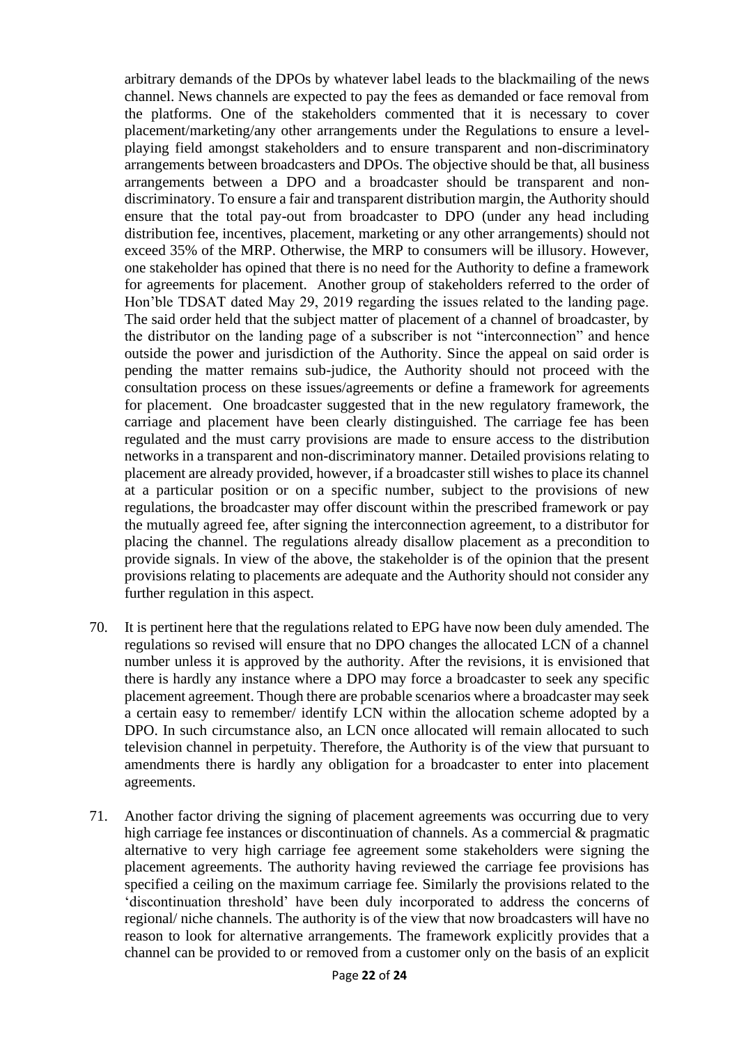arbitrary demands of the DPOs by whatever label leads to the blackmailing of the news channel. News channels are expected to pay the fees as demanded or face removal from the platforms. One of the stakeholders commented that it is necessary to cover placement/marketing/any other arrangements under the Regulations to ensure a level-playing field amongst stakeholders and to ensure transparent and non-discriminatory arrangements between broadcasters and DPOs. The objective should be that, all business arrangements between a DPO and a broadcaster should be transparent and non-discriminatory. To ensure a fair and transparent distribution margin, the Authority should ensure that the total pay-out from broadcaster to DPO (under any head including distribution fee, incentives, placement, marketing or any other arrangements) should not exceed 35% of the MRP. Otherwise, the MRP to consumers will be illusory. However, one stakeholder has opined that there is no need for the Authority to define a framework for agreements for placement. Another group of stakeholders referred to the order of Hon'ble TDSAT dated May 29, 2019 regarding the issues related to the landing page. The said order held that the subject matter of placement of a channel of broadcaster, by the distributor on the landing page of a subscriber is not "interconnection" and hence outside the power and jurisdiction of the Authority. Since the appeal on said order is pending the matter remains sub-judice, the Authority should not proceed with the consultation process on these issues/agreements or define a framework for agreements for placement. One broadcaster suggested that in the new regulatory framework, the carriage and placement have been clearly distinguished. The carriage fee has been regulated and the must carry provisions are made to ensure access to the distribution networks in a transparent and non-discriminatory manner. Detailed provisions relating to placement are already provided, however, if a broadcaster still wishes to place its channel at a particular position or on a specific number, subject to the provisions of new regulations, the broadcaster may offer discount within the prescribed framework or pay the mutually agreed fee, after signing the interconnection agreement, to a distributor for placing the channel. The regulations already disallow placement as a precondition to provide signals. In view of the above, the stakeholder is of the opinion that the present provisions relating to placements are adequate and the Authority should not consider any further regulation in this aspect.

70. It is pertinent here that the regulations related to EPG have now been duly amended. The regulations so revised will ensure that no DPO changes the allocated LCN of a channel number unless it is approved by the authority. After the revisions, it is envisioned that there is hardly any instance where a DPO may force a broadcaster to seek any specific placement agreement. Though there are probable scenarios where a broadcaster may seek a certain easy to remember/ identify LCN within the allocation scheme adopted by a DPO. In such circumstance also, an LCN once allocated will remain allocated to such television channel in perpetuity. Therefore, the Authority is of the view that pursuant to amendments there is hardly any obligation for a broadcaster to enter into placement agreements.

71. Another factor driving the signing of placement agreements was occurring due to very high carriage fee instances or discontinuation of channels. As a commercial & pragmatic alternative to very high carriage fee agreement some stakeholders were signing the placement agreements. The authority having reviewed the carriage fee provisions has specified a ceiling on the maximum carriage fee. Similarly the provisions related to the 'discontinuation threshold' have been duly incorporated to address the concerns of regional/ niche channels. The authority is of the view that now broadcasters will have no reason to look for alternative arrangements. The framework explicitly provides that a channel can be provided to or removed from a customer only on the basis of an explicit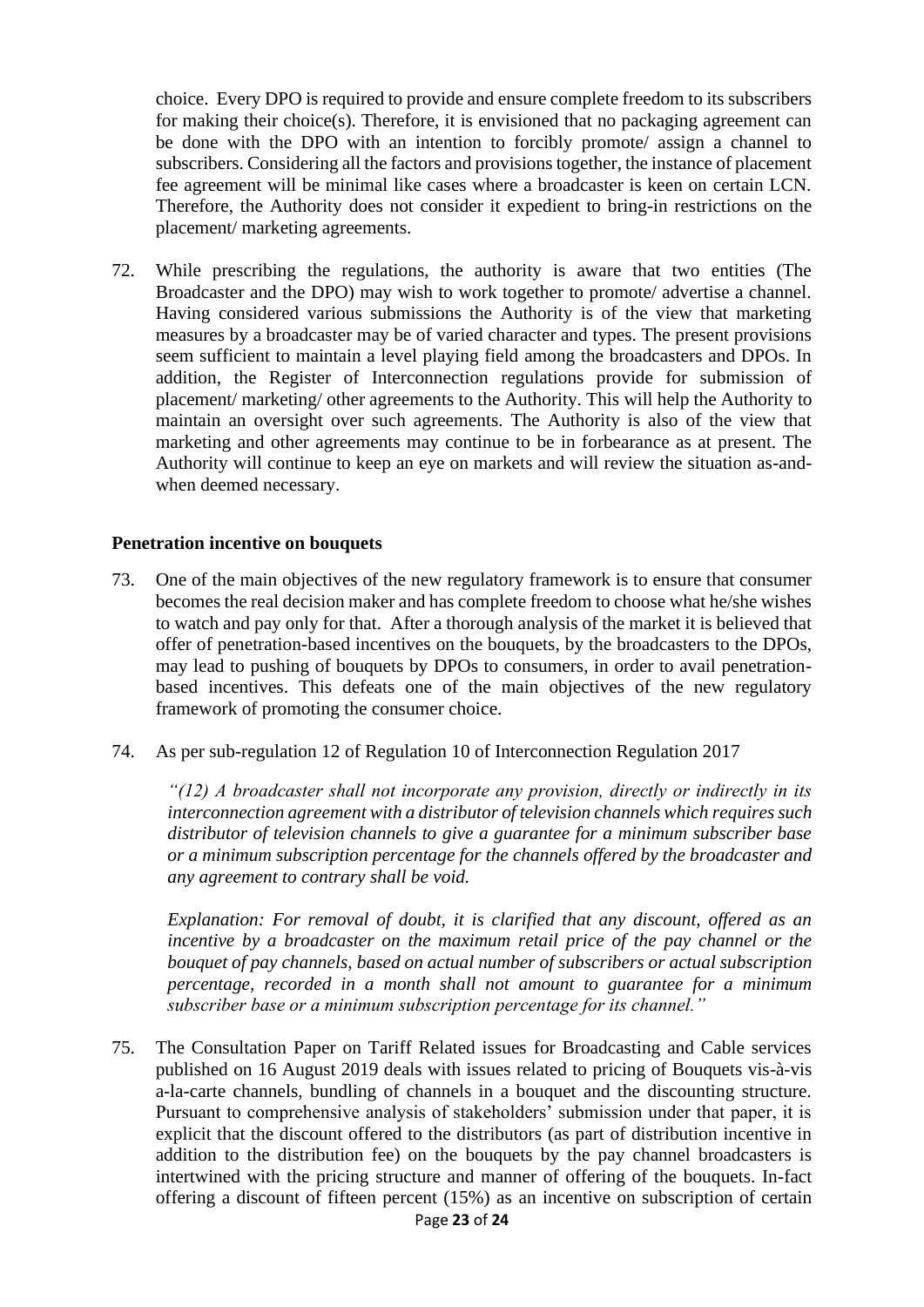choice. Every DPO is required to provide and ensure complete freedom to its subscribers for making their choice(s). Therefore, it is envisioned that no packaging agreement can be done with the DPO with an intention to forcibly promote/ assign a channel to subscribers. Considering all the factors and provisions together, the instance of placement fee agreement will be minimal like cases where a broadcaster is keen on certain LCN. Therefore, the Authority does not consider it expedient to bring-in restrictions on the placement/ marketing agreements.

72. While prescribing the regulations, the authority is aware that two entities (The Broadcaster and the DPO) may wish to work together to promote/ advertise a channel. Having considered various submissions the Authority is of the view that marketing measures by a broadcaster may be of varied character and types. The present provisions seem sufficient to maintain a level playing field among the broadcasters and DPOs. In addition, the Register of Interconnection regulations provide for submission of placement/ marketing/ other agreements to the Authority. This will help the Authority to maintain an oversight over such agreements. The Authority is also of the view that marketing and other agreements may continue to be in forbearance as at present. The Authority will continue to keep an eye on markets and will review the situation as-and-when deemed necessary.

**Penetration incentive on bouquets**

73. One of the main objectives of the new regulatory framework is to ensure that consumer becomes the real decision maker and has complete freedom to choose what he/she wishes to watch and pay only for that. After a thorough analysis of the market it is believed that offer of penetration-based incentives on the bouquets, by the broadcasters to the DPOs, may lead to pushing of bouquets by DPOs to consumers, in order to avail penetration-based incentives. This defeats one of the main objectives of the new regulatory framework of promoting the consumer choice.

74. As per sub-regulation 12 of Regulation 10 of Interconnection Regulation 2017

*"(12) A broadcaster shall not incorporate any provision, directly or indirectly in its interconnection agreement with a distributor of television channels which requires such distributor of television channels to give a guarantee for a minimum subscriber base or a minimum subscription percentage for the channels offered by the broadcaster and any agreement to contrary shall be void.*

*Explanation: For removal of doubt, it is clarified that any discount, offered as an incentive by a broadcaster on the maximum retail price of the pay channel or the bouquet of pay channels, based on actual number of subscribers or actual subscription percentage, recorded in a month shall not amount to guarantee for a minimum subscriber base or a minimum subscription percentage for its channel."*

75. The Consultation Paper on Tariff Related issues for Broadcasting and Cable services published on 16 August 2019 deals with issues related to pricing of Bouquets vis-à-vis a-la-carte channels, bundling of channels in a bouquet and the discounting structure. Pursuant to comprehensive analysis of stakeholders' submission under that paper, it is explicit that the discount offered to the distributors (as part of distribution incentive in addition to the distribution fee) on the bouquets by the pay channel broadcasters is intertwined with the pricing structure and manner of offering of the bouquets. In-fact offering a discount of fifteen percent (15%) as an incentive on subscription of certain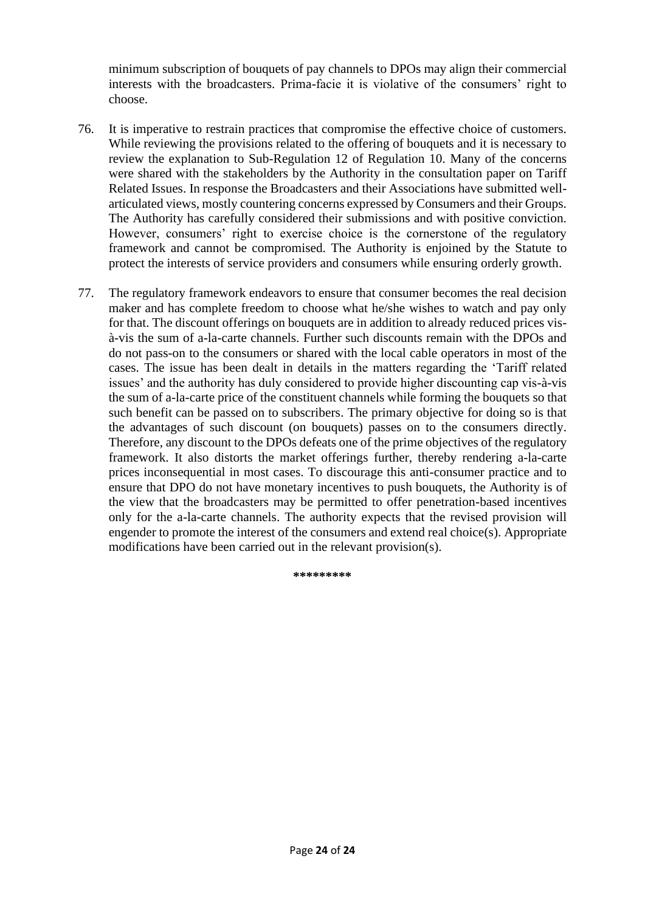minimum subscription of bouquets of pay channels to DPOs may align their commercial interests with the broadcasters. Prima-facie it is violative of the consumers' right to choose.

76. It is imperative to restrain practices that compromise the effective choice of customers. While reviewing the provisions related to the offering of bouquets and it is necessary to review the explanation to Sub-Regulation 12 of Regulation 10. Many of the concerns were shared with the stakeholders by the Authority in the consultation paper on Tariff Related Issues. In response the Broadcasters and their Associations have submitted well-articulated views, mostly countering concerns expressed by Consumers and their Groups. The Authority has carefully considered their submissions and with positive conviction. However, consumers' right to exercise choice is the cornerstone of the regulatory framework and cannot be compromised. The Authority is enjoined by the Statute to protect the interests of service providers and consumers while ensuring orderly growth.

77. The regulatory framework endeavors to ensure that consumer becomes the real decision maker and has complete freedom to choose what he/she wishes to watch and pay only for that. The discount offerings on bouquets are in addition to already reduced prices vis-à-vis the sum of a-la-carte channels. Further such discounts remain with the DPOs and do not pass-on to the consumers or shared with the local cable operators in most of the cases. The issue has been dealt in details in the matters regarding the 'Tariff related issues' and the authority has duly considered to provide higher discounting cap vis-à-vis the sum of a-la-carte price of the constituent channels while forming the bouquets so that such benefit can be passed on to subscribers. The primary objective for doing so is that the advantages of such discount (on bouquets) passes on to the consumers directly. Therefore, any discount to the DPOs defeats one of the prime objectives of the regulatory framework. It also distorts the market offerings further, thereby rendering a-la-carte prices inconsequential in most cases. To discourage this anti-consumer practice and to ensure that DPO do not have monetary incentives to push bouquets, the Authority is of the view that the broadcasters may be permitted to offer penetration-based incentives only for the a-la-carte channels. The authority expects that the revised provision will engender to promote the interest of the consumers and extend real choice(s). Appropriate modifications have been carried out in the relevant provision(s).

\*\*\*\*\*\*\*\*\*